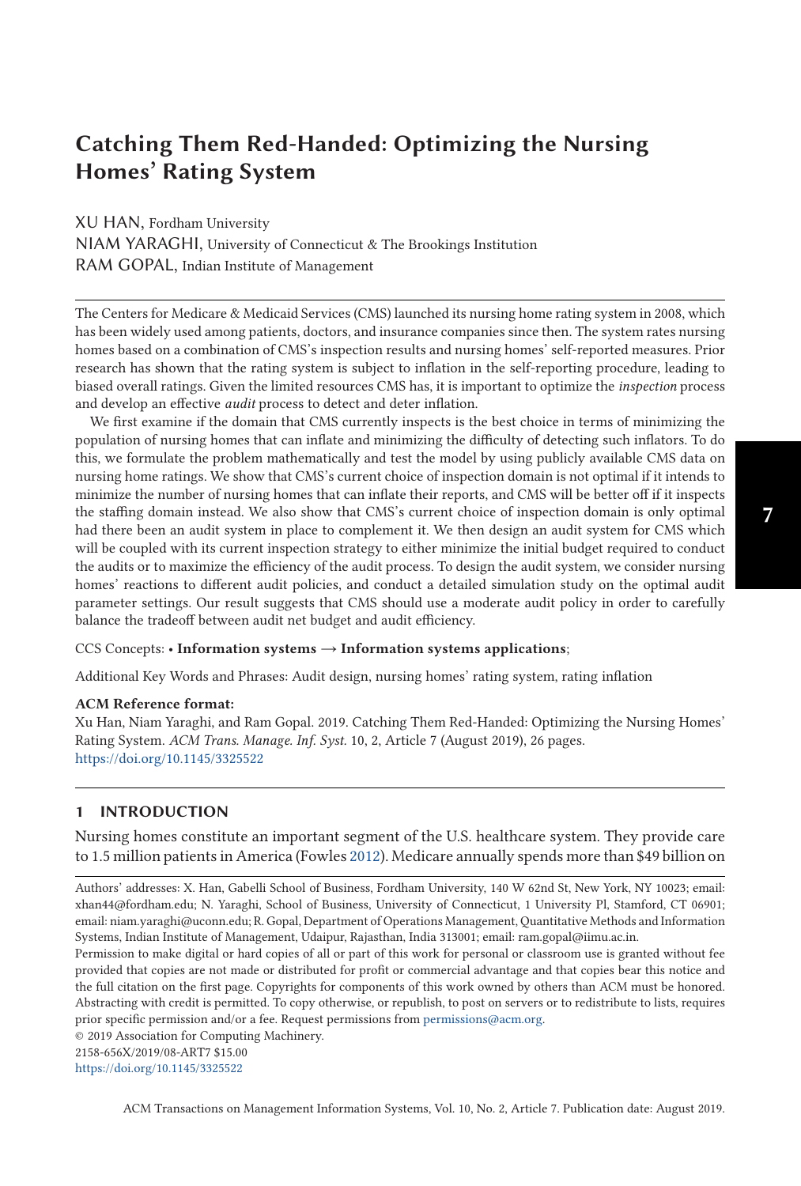# Catching Them Red-Handed: Optimizing the Nursing Homes' Rating System

XU HAN, Fordham University
NIAM YARAGHI, University of Connecticut & The Brookings Institution
RAM GOPAL, Indian Institute of Management

The Centers for Medicare & Medicaid Services (CMS) launched its nursing home rating system in 2008, which has been widely used among patients, doctors, and insurance companies since then. The system rates nursing homes based on a combination of CMS's inspection results and nursing homes' self-reported measures. Prior research has shown that the rating system is subject to inflation in the self-reporting procedure, leading to biased overall ratings. Given the limited resources CMS has, it is important to optimize the *inspection* process and develop an effective *audit* process to detect and deter inflation.

We first examine if the domain that CMS currently inspects is the best choice in terms of minimizing the population of nursing homes that can inflate and minimizing the difficulty of detecting such inflators. To do this, we formulate the problem mathematically and test the model by using publicly available CMS data on nursing home ratings. We show that CMS's current choice of inspection domain is not optimal if it intends to minimize the number of nursing homes that can inflate their reports, and CMS will be better off if it inspects the staffing domain instead. We also show that CMS's current choice of inspection domain is only optimal had there been an audit system in place to complement it. We then design an audit system for CMS which will be coupled with its current inspection strategy to either minimize the initial budget required to conduct the audits or to maximize the efficiency of the audit process. To design the audit system, we consider nursing homes' reactions to different audit policies, and conduct a detailed simulation study on the optimal audit parameter settings. Our result suggests that CMS should use a moderate audit policy in order to carefully balance the tradeoff between audit net budget and audit efficiency.

CCS Concepts: • **Information systems → Information systems applications**;

Additional Key Words and Phrases: Audit design, nursing homes' rating system, rating inflation

**ACM Reference format:**
Xu Han, Niam Yaraghi, and Ram Gopal. 2019. Catching Them Red-Handed: Optimizing the Nursing Homes' Rating System. *ACM Trans. Manage. Inf. Syst.* 10, 2, Article 7 (August 2019), 26 pages.
https://doi.org/10.1145/3325522

## 1 INTRODUCTION

Nursing homes constitute an important segment of the U.S. healthcare system. They provide care to 1.5 million patients in America (Fowles 2012). Medicare annually spends more than $49 billion on

Authors' addresses: X. Han, Gabelli School of Business, Fordham University, 140 W 62nd St, New York, NY 10023; email: xhan44@fordham.edu; N. Yaraghi, School of Business, University of Connecticut, 1 University Pl, Stamford, CT 06901; email: niam.yaraghi@uconn.edu; R. Gopal, Department of Operations Management, Quantitative Methods and Information Systems, Indian Institute of Management, Udaipur, Rajasthan, India 313001; email: ram.gopal@iimu.ac.in.

Permission to make digital or hard copies of all or part of this work for personal or classroom use is granted without fee provided that copies are not made or distributed for profit or commercial advantage and that copies bear this notice and the full citation on the first page. Copyrights for components of this work owned by others than ACM must be honored. Abstracting with credit is permitted. To copy otherwise, or republish, to post on servers or to redistribute to lists, requires prior specific permission and/or a fee. Request permissions from permissions@acm.org.

© 2019 Association for Computing Machinery.
2158-656X/2019/08-ART7 $15.00
https://doi.org/10.1145/3325522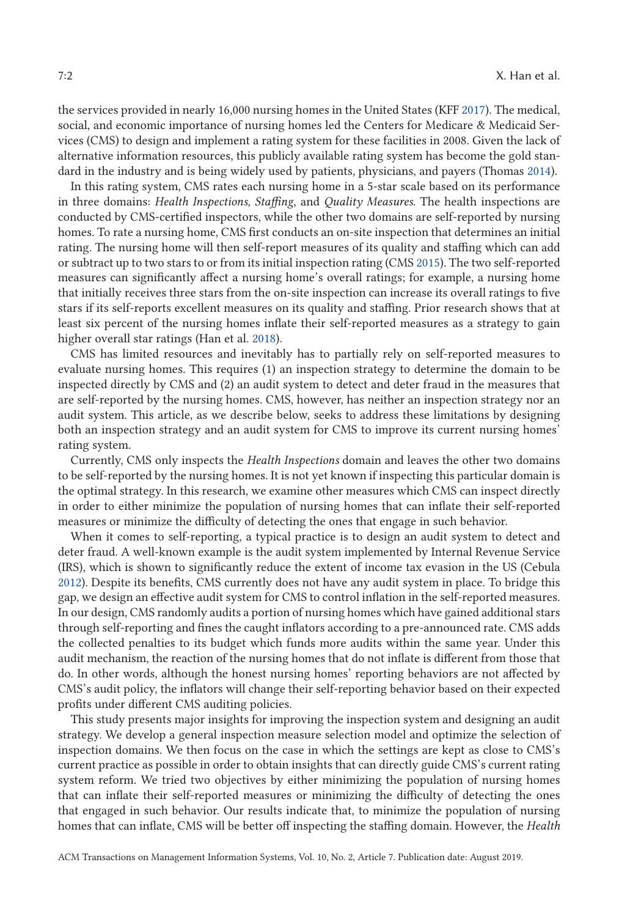the services provided in nearly 16,000 nursing homes in the United States (KFF 2017). The medical, social, and economic importance of nursing homes led the Centers for Medicare & Medicaid Services (CMS) to design and implement a rating system for these facilities in 2008. Given the lack of alternative information resources, this publicly available rating system has become the gold standard in the industry and is being widely used by patients, physicians, and payers (Thomas 2014).

In this rating system, CMS rates each nursing home in a 5-star scale based on its performance in three domains: *Health Inspections, Staffing*, and *Quality Measures.* The health inspections are conducted by CMS-certified inspectors, while the other two domains are self-reported by nursing homes. To rate a nursing home, CMS first conducts an on-site inspection that determines an initial rating. The nursing home will then self-report measures of its quality and staffing which can add or subtract up to two stars to or from its initial inspection rating (CMS 2015). The two self-reported measures can significantly affect a nursing home's overall ratings; for example, a nursing home that initially receives three stars from the on-site inspection can increase its overall ratings to five stars if its self-reports excellent measures on its quality and staffing. Prior research shows that at least six percent of the nursing homes inflate their self-reported measures as a strategy to gain higher overall star ratings (Han et al. 2018).

CMS has limited resources and inevitably has to partially rely on self-reported measures to evaluate nursing homes. This requires (1) an inspection strategy to determine the domain to be inspected directly by CMS and (2) an audit system to detect and deter fraud in the measures that are self-reported by the nursing homes. CMS, however, has neither an inspection strategy nor an audit system. This article, as we describe below, seeks to address these limitations by designing both an inspection strategy and an audit system for CMS to improve its current nursing homes' rating system.

Currently, CMS only inspects the *Health Inspections* domain and leaves the other two domains to be self-reported by the nursing homes. It is not yet known if inspecting this particular domain is the optimal strategy. In this research, we examine other measures which CMS can inspect directly in order to either minimize the population of nursing homes that can inflate their self-reported measures or minimize the difficulty of detecting the ones that engage in such behavior.

When it comes to self-reporting, a typical practice is to design an audit system to detect and deter fraud. A well-known example is the audit system implemented by Internal Revenue Service (IRS), which is shown to significantly reduce the extent of income tax evasion in the US (Cebula 2012). Despite its benefits, CMS currently does not have any audit system in place. To bridge this gap, we design an effective audit system for CMS to control inflation in the self-reported measures. In our design, CMS randomly audits a portion of nursing homes which have gained additional stars through self-reporting and fines the caught inflators according to a pre-announced rate. CMS adds the collected penalties to its budget which funds more audits within the same year. Under this audit mechanism, the reaction of the nursing homes that do not inflate is different from those that do. In other words, although the honest nursing homes' reporting behaviors are not affected by CMS's audit policy, the inflators will change their self-reporting behavior based on their expected profits under different CMS auditing policies.

This study presents major insights for improving the inspection system and designing an audit strategy. We develop a general inspection measure selection model and optimize the selection of inspection domains. We then focus on the case in which the settings are kept as close to CMS's current practice as possible in order to obtain insights that can directly guide CMS's current rating system reform. We tried two objectives by either minimizing the population of nursing homes that can inflate their self-reported measures or minimizing the difficulty of detecting the ones that engaged in such behavior. Our results indicate that, to minimize the population of nursing homes that can inflate, CMS will be better off inspecting the staffing domain. However, the *Health*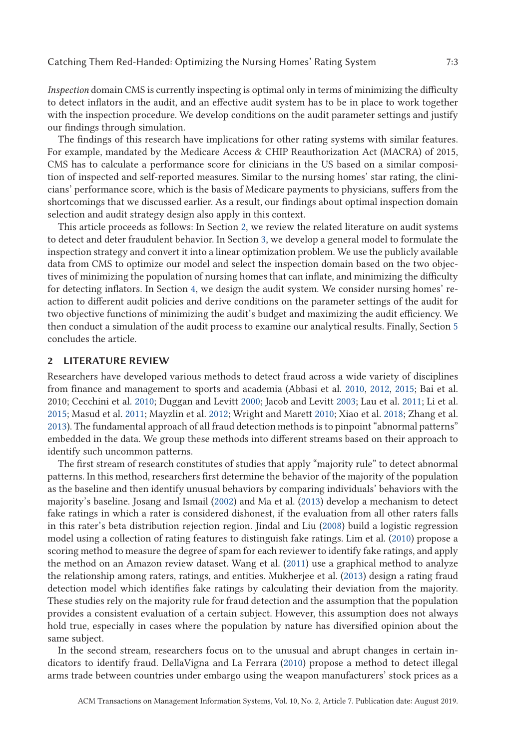*Inspection* domain CMS is currently inspecting is optimal only in terms of minimizing the difficulty to detect inflators in the audit, and an effective audit system has to be in place to work together with the inspection procedure. We develop conditions on the audit parameter settings and justify our findings through simulation.

The findings of this research have implications for other rating systems with similar features. For example, mandated by the Medicare Access & CHIP Reauthorization Act (MACRA) of 2015, CMS has to calculate a performance score for clinicians in the US based on a similar composition of inspected and self-reported measures. Similar to the nursing homes' star rating, the clinicians' performance score, which is the basis of Medicare payments to physicians, suffers from the shortcomings that we discussed earlier. As a result, our findings about optimal inspection domain selection and audit strategy design also apply in this context.

This article proceeds as follows: In Section 2, we review the related literature on audit systems to detect and deter fraudulent behavior. In Section 3, we develop a general model to formulate the inspection strategy and convert it into a linear optimization problem. We use the publicly available data from CMS to optimize our model and select the inspection domain based on the two objectives of minimizing the population of nursing homes that can inflate, and minimizing the difficulty for detecting inflators. In Section 4, we design the audit system. We consider nursing homes' reaction to different audit policies and derive conditions on the parameter settings of the audit for two objective functions of minimizing the audit's budget and maximizing the audit efficiency. We then conduct a simulation of the audit process to examine our analytical results. Finally, Section 5 concludes the article.

## 2 LITERATURE REVIEW

Researchers have developed various methods to detect fraud across a wide variety of disciplines from finance and management to sports and academia (Abbasi et al. 2010, 2012, 2015; Bai et al. 2010; Cecchini et al. 2010; Duggan and Levitt 2000; Jacob and Levitt 2003; Lau et al. 2011; Li et al. 2015; Masud et al. 2011; Mayzlin et al. 2012; Wright and Marett 2010; Xiao et al. 2018; Zhang et al. 2013). The fundamental approach of all fraud detection methods is to pinpoint "abnormal patterns" embedded in the data. We group these methods into different streams based on their approach to identify such uncommon patterns.

The first stream of research constitutes of studies that apply "majority rule" to detect abnormal patterns. In this method, researchers first determine the behavior of the majority of the population as the baseline and then identify unusual behaviors by comparing individuals' behaviors with the majority's baseline. Josang and Ismail (2002) and Ma et al. (2013) develop a mechanism to detect fake ratings in which a rater is considered dishonest, if the evaluation from all other raters falls in this rater's beta distribution rejection region. Jindal and Liu (2008) build a logistic regression model using a collection of rating features to distinguish fake ratings. Lim et al. (2010) propose a scoring method to measure the degree of spam for each reviewer to identify fake ratings, and apply the method on an Amazon review dataset. Wang et al. (2011) use a graphical method to analyze the relationship among raters, ratings, and entities. Mukherjee et al. (2013) design a rating fraud detection model which identifies fake ratings by calculating their deviation from the majority. These studies rely on the majority rule for fraud detection and the assumption that the population provides a consistent evaluation of a certain subject. However, this assumption does not always hold true, especially in cases where the population by nature has diversified opinion about the same subject.

In the second stream, researchers focus on to the unusual and abrupt changes in certain indicators to identify fraud. DellaVigna and La Ferrara (2010) propose a method to detect illegal arms trade between countries under embargo using the weapon manufacturers' stock prices as a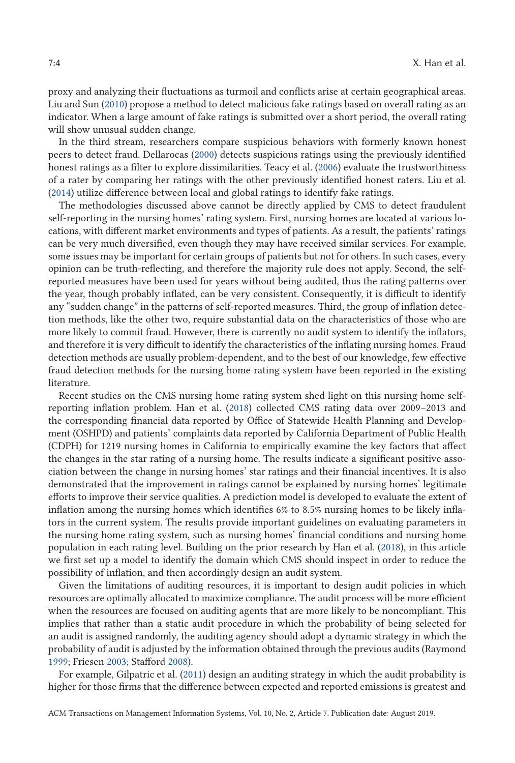proxy and analyzing their fluctuations as turmoil and conflicts arise at certain geographical areas. Liu and Sun (2010) propose a method to detect malicious fake ratings based on overall rating as an indicator. When a large amount of fake ratings is submitted over a short period, the overall rating will show unusual sudden change.

In the third stream, researchers compare suspicious behaviors with formerly known honest peers to detect fraud. Dellarocas (2000) detects suspicious ratings using the previously identified honest ratings as a filter to explore dissimilarities. Teacy et al. (2006) evaluate the trustworthiness of a rater by comparing her ratings with the other previously identified honest raters. Liu et al. (2014) utilize difference between local and global ratings to identify fake ratings.

The methodologies discussed above cannot be directly applied by CMS to detect fraudulent self-reporting in the nursing homes' rating system. First, nursing homes are located at various locations, with different market environments and types of patients. As a result, the patients' ratings can be very much diversified, even though they may have received similar services. For example, some issues may be important for certain groups of patients but not for others. In such cases, every opinion can be truth-reflecting, and therefore the majority rule does not apply. Second, the self-reported measures have been used for years without being audited, thus the rating patterns over the year, though probably inflated, can be very consistent. Consequently, it is difficult to identify any "sudden change" in the patterns of self-reported measures. Third, the group of inflation detection methods, like the other two, require substantial data on the characteristics of those who are more likely to commit fraud. However, there is currently no audit system to identify the inflators, and therefore it is very difficult to identify the characteristics of the inflating nursing homes. Fraud detection methods are usually problem-dependent, and to the best of our knowledge, few effective fraud detection methods for the nursing home rating system have been reported in the existing literature.

Recent studies on the CMS nursing home rating system shed light on this nursing home self-reporting inflation problem. Han et al. (2018) collected CMS rating data over 2009–2013 and the corresponding financial data reported by Office of Statewide Health Planning and Development (OSHPD) and patients' complaints data reported by California Department of Public Health (CDPH) for 1219 nursing homes in California to empirically examine the key factors that affect the changes in the star rating of a nursing home. The results indicate a significant positive association between the change in nursing homes' star ratings and their financial incentives. It is also demonstrated that the improvement in ratings cannot be explained by nursing homes' legitimate efforts to improve their service qualities. A prediction model is developed to evaluate the extent of inflation among the nursing homes which identifies 6% to 8.5% nursing homes to be likely inflators in the current system. The results provide important guidelines on evaluating parameters in the nursing home rating system, such as nursing homes' financial conditions and nursing home population in each rating level. Building on the prior research by Han et al. (2018), in this article we first set up a model to identify the domain which CMS should inspect in order to reduce the possibility of inflation, and then accordingly design an audit system.

Given the limitations of auditing resources, it is important to design audit policies in which resources are optimally allocated to maximize compliance. The audit process will be more efficient when the resources are focused on auditing agents that are more likely to be noncompliant. This implies that rather than a static audit procedure in which the probability of being selected for an audit is assigned randomly, the auditing agency should adopt a dynamic strategy in which the probability of audit is adjusted by the information obtained through the previous audits (Raymond 1999; Friesen 2003; Stafford 2008).

For example, Gilpatric et al. (2011) design an auditing strategy in which the audit probability is higher for those firms that the difference between expected and reported emissions is greatest and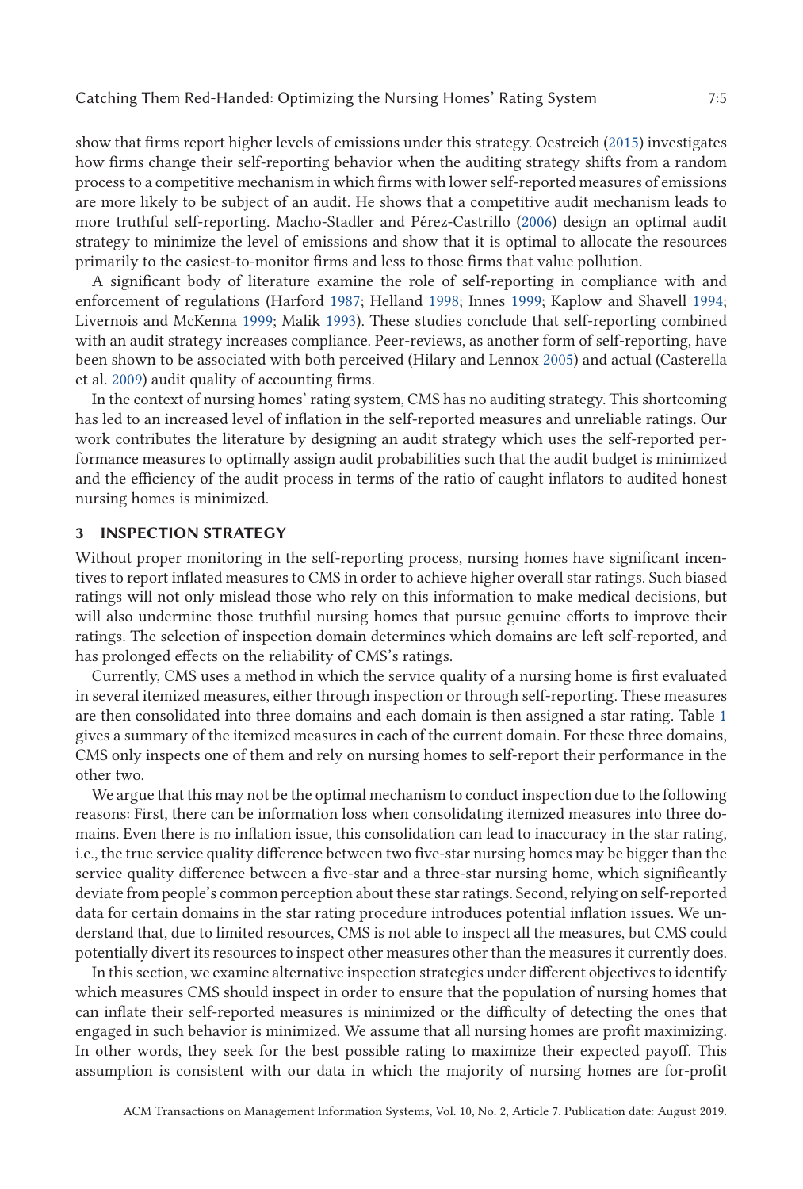show that firms report higher levels of emissions under this strategy. Oestreich (2015) investigates how firms change their self-reporting behavior when the auditing strategy shifts from a random process to a competitive mechanism in which firms with lower self-reported measures of emissions are more likely to be subject of an audit. He shows that a competitive audit mechanism leads to more truthful self-reporting. Macho-Stadler and Pérez-Castrillo (2006) design an optimal audit strategy to minimize the level of emissions and show that it is optimal to allocate the resources primarily to the easiest-to-monitor firms and less to those firms that value pollution.

A significant body of literature examine the role of self-reporting in compliance with and enforcement of regulations (Harford 1987; Helland 1998; Innes 1999; Kaplow and Shavell 1994; Livernois and McKenna 1999; Malik 1993). These studies conclude that self-reporting combined with an audit strategy increases compliance. Peer-reviews, as another form of self-reporting, have been shown to be associated with both perceived (Hilary and Lennox 2005) and actual (Casterella et al. 2009) audit quality of accounting firms.

In the context of nursing homes' rating system, CMS has no auditing strategy. This shortcoming has led to an increased level of inflation in the self-reported measures and unreliable ratings. Our work contributes the literature by designing an audit strategy which uses the self-reported performance measures to optimally assign audit probabilities such that the audit budget is minimized and the efficiency of the audit process in terms of the ratio of caught inflators to audited honest nursing homes is minimized.

## 3 INSPECTION STRATEGY

Without proper monitoring in the self-reporting process, nursing homes have significant incentives to report inflated measures to CMS in order to achieve higher overall star ratings. Such biased ratings will not only mislead those who rely on this information to make medical decisions, but will also undermine those truthful nursing homes that pursue genuine efforts to improve their ratings. The selection of inspection domain determines which domains are left self-reported, and has prolonged effects on the reliability of CMS's ratings.

Currently, CMS uses a method in which the service quality of a nursing home is first evaluated in several itemized measures, either through inspection or through self-reporting. These measures are then consolidated into three domains and each domain is then assigned a star rating. Table 1 gives a summary of the itemized measures in each of the current domain. For these three domains, CMS only inspects one of them and rely on nursing homes to self-report their performance in the other two.

We argue that this may not be the optimal mechanism to conduct inspection due to the following reasons: First, there can be information loss when consolidating itemized measures into three domains. Even there is no inflation issue, this consolidation can lead to inaccuracy in the star rating, i.e., the true service quality difference between two five-star nursing homes may be bigger than the service quality difference between a five-star and a three-star nursing home, which significantly deviate from people's common perception about these star ratings. Second, relying on self-reported data for certain domains in the star rating procedure introduces potential inflation issues. We understand that, due to limited resources, CMS is not able to inspect all the measures, but CMS could potentially divert its resources to inspect other measures other than the measures it currently does.

In this section, we examine alternative inspection strategies under different objectives to identify which measures CMS should inspect in order to ensure that the population of nursing homes that can inflate their self-reported measures is minimized or the difficulty of detecting the ones that engaged in such behavior is minimized. We assume that all nursing homes are profit maximizing. In other words, they seek for the best possible rating to maximize their expected payoff. This assumption is consistent with our data in which the majority of nursing homes are for-profit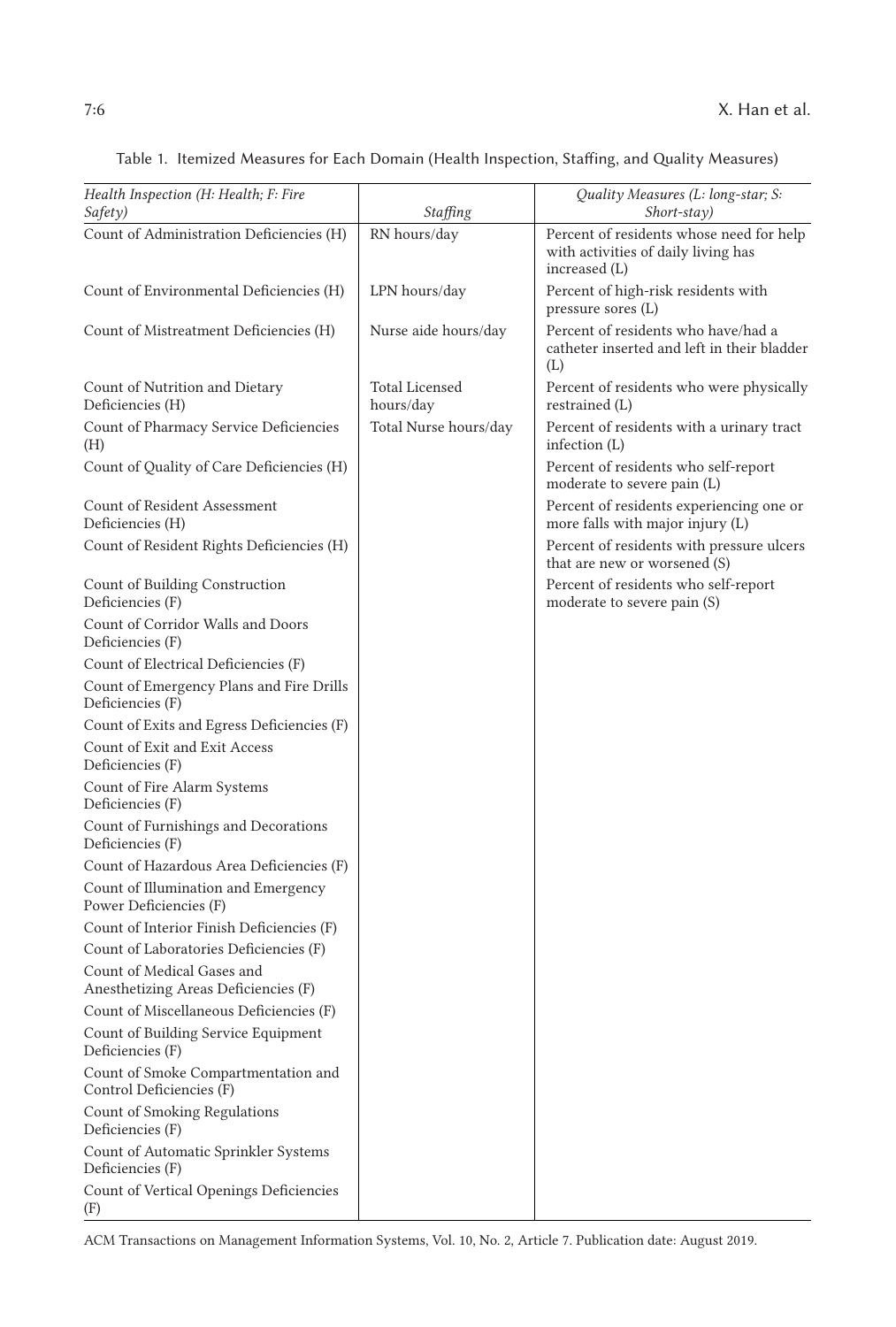Table 1. Itemized Measures for Each Domain (Health Inspection, Staffing, and Quality Measures)

| *Health Inspection (H: Health; F: Fire Safety)* | *Staffing* | *Quality Measures (L: long-star; S: Short-stay)* |
|---|---|---|
| Count of Administration Deficiencies (H) | RN hours/day | Percent of residents whose need for help with activities of daily living has increased (L) |
| Count of Environmental Deficiencies (H) | LPN hours/day | Percent of high-risk residents with pressure sores (L) |
| Count of Mistreatment Deficiencies (H) | Nurse aide hours/day | Percent of residents who have/had a catheter inserted and left in their bladder (L) |
| Count of Nutrition and Dietary Deficiencies (H) | Total Licensed hours/day | Percent of residents who were physically restrained (L) |
| Count of Pharmacy Service Deficiencies (H) | Total Nurse hours/day | Percent of residents with a urinary tract infection (L) |
| Count of Quality of Care Deficiencies (H) | | Percent of residents who self-report moderate to severe pain (L) |
| Count of Resident Assessment Deficiencies (H) | | Percent of residents experiencing one or more falls with major injury (L) |
| Count of Resident Rights Deficiencies (H) | | Percent of residents with pressure ulcers that are new or worsened (S) |
| Count of Building Construction Deficiencies (F) | | Percent of residents who self-report moderate to severe pain (S) |
| Count of Corridor Walls and Doors Deficiencies (F) | | |
| Count of Electrical Deficiencies (F) | | |
| Count of Emergency Plans and Fire Drills Deficiencies (F) | | |
| Count of Exits and Egress Deficiencies (F) | | |
| Count of Exit and Exit Access Deficiencies (F) | | |
| Count of Fire Alarm Systems Deficiencies (F) | | |
| Count of Furnishings and Decorations Deficiencies (F) | | |
| Count of Hazardous Area Deficiencies (F) | | |
| Count of Illumination and Emergency Power Deficiencies (F) | | |
| Count of Interior Finish Deficiencies (F) | | |
| Count of Laboratories Deficiencies (F) | | |
| Count of Medical Gases and Anesthetizing Areas Deficiencies (F) | | |
| Count of Miscellaneous Deficiencies (F) | | |
| Count of Building Service Equipment Deficiencies (F) | | |
| Count of Smoke Compartmentation and Control Deficiencies (F) | | |
| Count of Smoking Regulations Deficiencies (F) | | |
| Count of Automatic Sprinkler Systems Deficiencies (F) | | |
| Count of Vertical Openings Deficiencies (F) | | |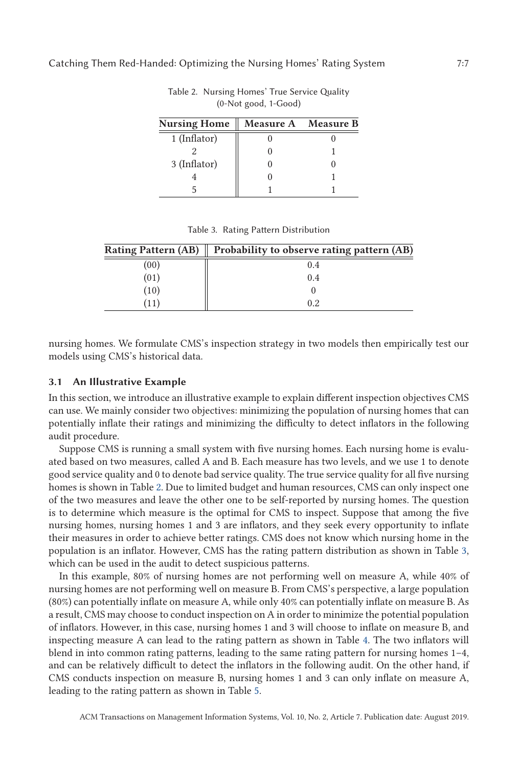Table 2. Nursing Homes' True Service Quality
(0-Not good, 1-Good)

| Nursing Home | Measure A | Measure B |
|---|---|---|
| 1 (Inflator) | 0 | 0 |
| 2 | 0 | 1 |
| 3 (Inflator) | 0 | 0 |
| 4 | 0 | 1 |
| 5 | 1 | 1 |

Table 3. Rating Pattern Distribution

| Rating Pattern (AB) | Probability to observe rating pattern (AB) |
|---|---|
| (00) | 0.4 |
| (01) | 0.4 |
| (10) | 0 |
| (11) | 0.2 |

nursing homes. We formulate CMS's inspection strategy in two models then empirically test our models using CMS's historical data.

### 3.1 An Illustrative Example

In this section, we introduce an illustrative example to explain different inspection objectives CMS can use. We mainly consider two objectives: minimizing the population of nursing homes that can potentially inflate their ratings and minimizing the difficulty to detect inflators in the following audit procedure.

Suppose CMS is running a small system with five nursing homes. Each nursing home is evaluated based on two measures, called A and B. Each measure has two levels, and we use 1 to denote good service quality and 0 to denote bad service quality. The true service quality for all five nursing homes is shown in Table 2. Due to limited budget and human resources, CMS can only inspect one of the two measures and leave the other one to be self-reported by nursing homes. The question is to determine which measure is the optimal for CMS to inspect. Suppose that among the five nursing homes, nursing homes 1 and 3 are inflators, and they seek every opportunity to inflate their measures in order to achieve better ratings. CMS does not know which nursing home in the population is an inflator. However, CMS has the rating pattern distribution as shown in Table 3, which can be used in the audit to detect suspicious patterns.

In this example, 80% of nursing homes are not performing well on measure A, while 40% of nursing homes are not performing well on measure B. From CMS's perspective, a large population (80%) can potentially inflate on measure A, while only 40% can potentially inflate on measure B. As a result, CMS may choose to conduct inspection on A in order to minimize the potential population of inflators. However, in this case, nursing homes 1 and 3 will choose to inflate on measure B, and inspecting measure A can lead to the rating pattern as shown in Table 4. The two inflators will blend in into common rating patterns, leading to the same rating pattern for nursing homes 1–4, and can be relatively difficult to detect the inflators in the following audit. On the other hand, if CMS conducts inspection on measure B, nursing homes 1 and 3 can only inflate on measure A, leading to the rating pattern as shown in Table 5.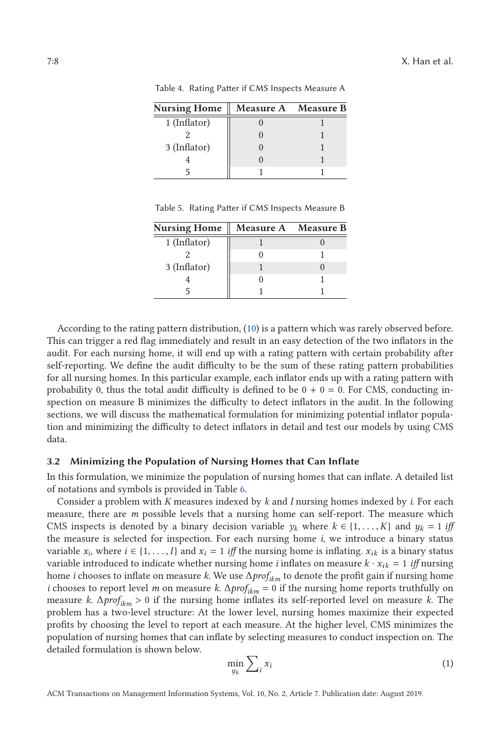Table 4. Rating Patter if CMS Inspects Measure A

| Nursing Home | Measure A | Measure B |
|---|---|---|
| 1 (Inflator) | 0 | 1 |
| 2 | 0 | 1 |
| 3 (Inflator) | 0 | 1 |
| 4 | 0 | 1 |
| 5 | 1 | 1 |

Table 5. Rating Patter if CMS Inspects Measure B

| Nursing Home | Measure A | Measure B |
|---|---|---|
| 1 (Inflator) | 1 | 0 |
| 2 | 0 | 1 |
| 3 (Inflator) | 1 | 0 |
| 4 | 0 | 1 |
| 5 | 1 | 1 |

According to the rating pattern distribution, (10) is a pattern which was rarely observed before. This can trigger a red flag immediately and result in an easy detection of the two inflators in the audit. For each nursing home, it will end up with a rating pattern with certain probability after self-reporting. We define the audit difficulty to be the sum of these rating pattern probabilities for all nursing homes. In this particular example, each inflator ends up with a rating pattern with probability 0, thus the total audit difficulty is defined to be $0 + 0 = 0$. For CMS, conducting inspection on measure B minimizes the difficulty to detect inflators in the audit. In the following sections, we will discuss the mathematical formulation for minimizing potential inflator population and minimizing the difficulty to detect inflators in detail and test our models by using CMS data.

### 3.2 Minimizing the Population of Nursing Homes that Can Inflate

In this formulation, we minimize the population of nursing homes that can inflate. A detailed list of notations and symbols is provided in Table 6.

Consider a problem with $K$ measures indexed by $k$ and $I$ nursing homes indexed by $i$. For each measure, there are $m$ possible levels that a nursing home can self-report. The measure which CMS inspects is denoted by a binary decision variable $y_k$ where $k \in \{1, \ldots, K\}$ and $y_k = 1$ *iff* the measure is selected for inspection. For each nursing home $i$, we introduce a binary status variable $x_i$, where $i \in \{1, \ldots, I\}$ and $x_i = 1$ *iff* the nursing home is inflating. $x_{ik}$ is a binary status variable introduced to indicate whether nursing home $i$ inflates on measure $k \cdot x_{ik} = 1$ *iff* nursing home $i$ chooses to inflate on measure $k$. We use $\Delta prof_{ikm}$ to denote the profit gain if nursing home $i$ chooses to report level $m$ on measure $k$. $\Delta prof_{ikm} = 0$ if the nursing home reports truthfully on measure $k$. $\Delta prof_{ikm} > 0$ if the nursing home inflates its self-reported level on measure $k$. The problem has a two-level structure: At the lower level, nursing homes maximize their expected profits by choosing the level to report at each measure. At the higher level, CMS minimizes the population of nursing homes that can inflate by selecting measures to conduct inspection on. The detailed formulation is shown below.

$$\min_{y_k} \sum_i x_i \tag{1}$$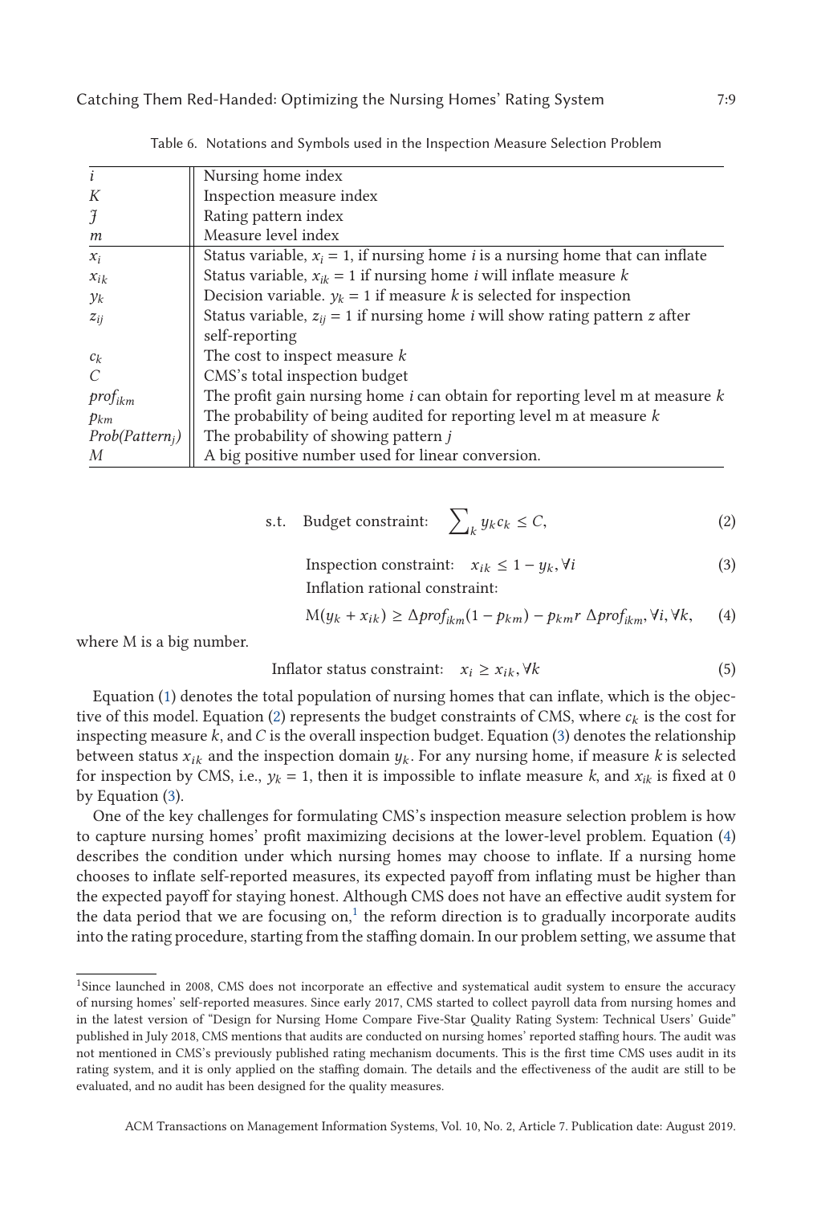Table 6. Notations and Symbols used in the Inspection Measure Selection Problem

| | |
|---|---|
| $i$ | Nursing home index |
| $K$ | Inspection measure index |
| $\mathcal{J}$ | Rating pattern index |
| $m$ | Measure level index |
| $x_i$ | Status variable, $x_i = 1$, if nursing home $i$ is a nursing home that can inflate |
| $x_{ik}$ | Status variable, $x_{ik} = 1$ if nursing home $i$ will inflate measure $k$ |
| $y_k$ | Decision variable. $y_k = 1$ if measure $k$ is selected for inspection |
| $z_{ij}$ | Status variable, $z_{ij} = 1$ if nursing home $i$ will show rating pattern $z$ after self-reporting |
| $c_k$ | The cost to inspect measure $k$ |
| $C$ | CMS's total inspection budget |
| $prof_{ikm}$ | The profit gain nursing home $i$ can obtain for reporting level m at measure $k$ |
| $p_{km}$ | The probability of being audited for reporting level m at measure $k$ |
| $Prob(Pattern_j)$ | The probability of showing pattern $j$ |
| $M$ | A big positive number used for linear conversion. |

$$\text{s.t.} \quad \text{Budget constraint:} \quad \sum_k y_k c_k \leq C, \tag{2}$$

$$\text{Inspection constraint:} \quad x_{ik} \leq 1 - y_k, \forall i \tag{3}$$

Inflation rational constraint:

$$\mathrm{M}(y_k + x_{ik}) \geq \Delta prof_{ikm}(1 - p_{km}) - p_{km} r \; \Delta prof_{ikm}, \forall i, \forall k, \tag{4}$$

where M is a big number.

$$\text{Inflator status constraint:} \quad x_i \geq x_{ik}, \forall k \tag{5}$$

Equation (1) denotes the total population of nursing homes that can inflate, which is the objective of this model. Equation (2) represents the budget constraints of CMS, where $c_k$ is the cost for inspecting measure $k$, and $C$ is the overall inspection budget. Equation (3) denotes the relationship between status $x_{ik}$ and the inspection domain $y_k$. For any nursing home, if measure $k$ is selected for inspection by CMS, i.e., $y_k = 1$, then it is impossible to inflate measure $k$, and $x_{ik}$ is fixed at 0 by Equation (3).

One of the key challenges for formulating CMS's inspection measure selection problem is how to capture nursing homes' profit maximizing decisions at the lower-level problem. Equation (4) describes the condition under which nursing homes may choose to inflate. If a nursing home chooses to inflate self-reported measures, its expected payoff from inflating must be higher than the expected payoff for staying honest. Although CMS does not have an effective audit system for the data period that we are focusing on,[1] the reform direction is to gradually incorporate audits into the rating procedure, starting from the staffing domain. In our problem setting, we assume that

[1] Since launched in 2008, CMS does not incorporate an effective and systematical audit system to ensure the accuracy of nursing homes' self-reported measures. Since early 2017, CMS started to collect payroll data from nursing homes and in the latest version of "Design for Nursing Home Compare Five-Star Quality Rating System: Technical Users' Guide" published in July 2018, CMS mentions that audits are conducted on nursing homes' reported staffing hours. The audit was not mentioned in CMS's previously published rating mechanism documents. This is the first time CMS uses audit in its rating system, and it is only applied on the staffing domain. The details and the effectiveness of the audit are still to be evaluated, and no audit has been designed for the quality measures.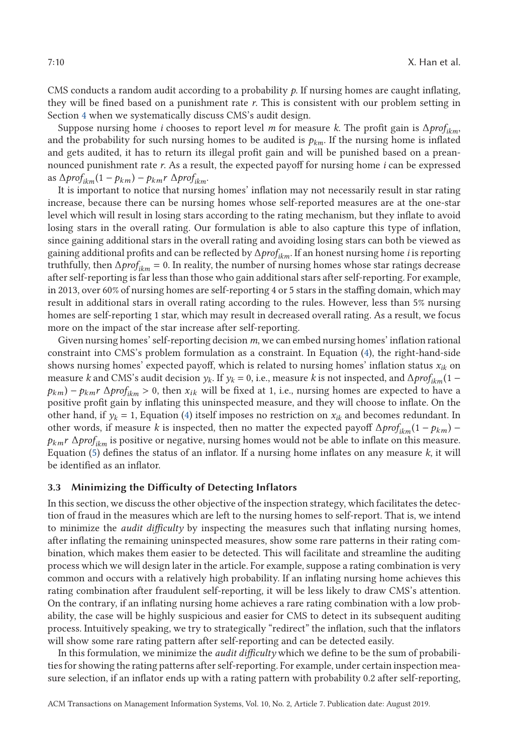CMS conducts a random audit according to a probability $p$. If nursing homes are caught inflating, they will be fined based on a punishment rate $r$. This is consistent with our problem setting in Section 4 when we systematically discuss CMS's audit design.

Suppose nursing home $i$ chooses to report level $m$ for measure $k$. The profit gain is $\Delta prof_{ikm}$, and the probability for such nursing homes to be audited is $p_{km}$. If the nursing home is inflated and gets audited, it has to return its illegal profit gain and will be punished based on a preannounced punishment rate $r$. As a result, the expected payoff for nursing home $i$ can be expressed as $\Delta prof_{ikm}(1 - p_{km}) - p_{km} r \, \Delta prof_{ikm}$.

It is important to notice that nursing homes' inflation may not necessarily result in star rating increase, because there can be nursing homes whose self-reported measures are at the one-star level which will result in losing stars according to the rating mechanism, but they inflate to avoid losing stars in the overall rating. Our formulation is able to also capture this type of inflation, since gaining additional stars in the overall rating and avoiding losing stars can both be viewed as gaining additional profits and can be reflected by $\Delta prof_{ikm}$. If an honest nursing home $i$ is reporting truthfully, then $\Delta prof_{ikm} = 0$. In reality, the number of nursing homes whose star ratings decrease after self-reporting is far less than those who gain additional stars after self-reporting. For example, in 2013, over 60% of nursing homes are self-reporting 4 or 5 stars in the staffing domain, which may result in additional stars in overall rating according to the rules. However, less than 5% nursing homes are self-reporting 1 star, which may result in decreased overall rating. As a result, we focus more on the impact of the star increase after self-reporting.

Given nursing homes' self-reporting decision $m$, we can embed nursing homes' inflation rational constraint into CMS's problem formulation as a constraint. In Equation (4), the right-hand-side shows nursing homes' expected payoff, which is related to nursing homes' inflation status $x_{ik}$ on measure $k$ and CMS's audit decision $y_k$. If $y_k = 0$, i.e., measure $k$ is not inspected, and $\Delta prof_{ikm}(1 - p_{km}) - p_{km} r \, \Delta prof_{ikm} > 0$, then $x_{ik}$ will be fixed at 1, i.e., nursing homes are expected to have a positive profit gain by inflating this uninspected measure, and they will choose to inflate. On the other hand, if $y_k = 1$, Equation (4) itself imposes no restriction on $x_{ik}$ and becomes redundant. In other words, if measure $k$ is inspected, then no matter the expected payoff $\Delta prof_{ikm}(1 - p_{km}) - p_{km} r \, \Delta prof_{ikm}$ is positive or negative, nursing homes would not be able to inflate on this measure. Equation (5) defines the status of an inflator. If a nursing home inflates on any measure $k$, it will be identified as an inflator.

### 3.3 Minimizing the Difficulty of Detecting Inflators

In this section, we discuss the other objective of the inspection strategy, which facilitates the detection of fraud in the measures which are left to the nursing homes to self-report. That is, we intend to minimize the *audit difficulty* by inspecting the measures such that inflating nursing homes, after inflating the remaining uninspected measures, show some rare patterns in their rating combination, which makes them easier to be detected. This will facilitate and streamline the auditing process which we will design later in the article. For example, suppose a rating combination is very common and occurs with a relatively high probability. If an inflating nursing home achieves this rating combination after fraudulent self-reporting, it will be less likely to draw CMS's attention. On the contrary, if an inflating nursing home achieves a rare rating combination with a low probability, the case will be highly suspicious and easier for CMS to detect in its subsequent auditing process. Intuitively speaking, we try to strategically "redirect" the inflation, such that the inflators will show some rare rating pattern after self-reporting and can be detected easily.

In this formulation, we minimize the *audit difficulty* which we define to be the sum of probabilities for showing the rating patterns after self-reporting. For example, under certain inspection measure selection, if an inflator ends up with a rating pattern with probability 0.2 after self-reporting,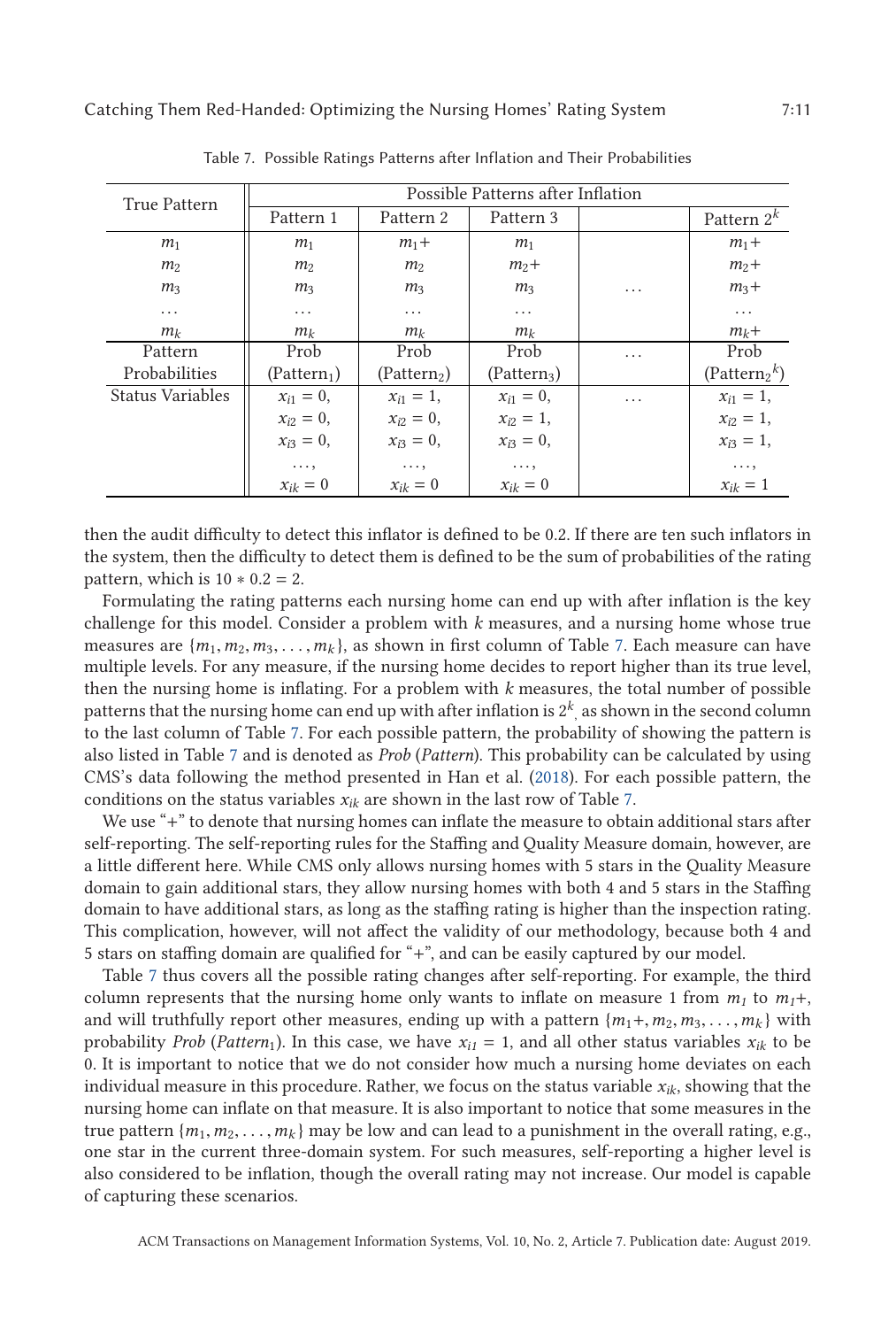Table 7. Possible Ratings Patterns after Inflation and Their Probabilities

| True Pattern | Possible Patterns after Inflation | | | | |
|---|---|---|---|---|---|
| | Pattern 1 | Pattern 2 | Pattern 3 | | Pattern $2^k$ |
| $m_1$ | $m_1$ | $m_1+$ | $m_1$ | | $m_1+$ |
| $m_2$ | $m_2$ | $m_2$ | $m_2+$ | | $m_2+$ |
| $m_3$ | $m_3$ | $m_3$ | $m_3$ | ... | $m_3+$ |
| ... | ... | ... | ... | | ... |
| $m_k$ | $m_k$ | $m_k$ | $m_k$ | | $m_k+$ |
| Pattern Probabilities | Prob (Pattern$_1$) | Prob (Pattern$_2$) | Prob (Pattern$_3$) | ... | Prob (Pattern$_{2^k}$) |
| Status Variables | $x_{i1} = 0$, $x_{i2} = 0$, $x_{i3} = 0$, ..., $x_{ik} = 0$ | $x_{i1} = 1$, $x_{i2} = 0$, $x_{i3} = 0$, ..., $x_{ik} = 0$ | $x_{i1} = 0$, $x_{i2} = 1$, $x_{i3} = 0$, ..., $x_{ik} = 0$ | ... | $x_{i1} = 1$, $x_{i2} = 1$, $x_{i3} = 1$, ..., $x_{ik} = 1$ |

then the audit difficulty to detect this inflator is defined to be 0.2. If there are ten such inflators in the system, then the difficulty to detect them is defined to be the sum of probabilities of the rating pattern, which is $10 * 0.2 = 2$.

Formulating the rating patterns each nursing home can end up with after inflation is the key challenge for this model. Consider a problem with $k$ measures, and a nursing home whose true measures are $\{m_1, m_2, m_3, \ldots, m_k\}$, as shown in first column of Table 7. Each measure can have multiple levels. For any measure, if the nursing home decides to report higher than its true level, then the nursing home is inflating. For a problem with $k$ measures, the total number of possible patterns that the nursing home can end up with after inflation is $2^k$, as shown in the second column to the last column of Table 7. For each possible pattern, the probability of showing the pattern is also listed in Table 7 and is denoted as *Prob* (*Pattern*). This probability can be calculated by using CMS's data following the method presented in Han et al. (2018). For each possible pattern, the conditions on the status variables $x_{ik}$ are shown in the last row of Table 7.

We use "+" to denote that nursing homes can inflate the measure to obtain additional stars after self-reporting. The self-reporting rules for the Staffing and Quality Measure domain, however, are a little different here. While CMS only allows nursing homes with 5 stars in the Quality Measure domain to gain additional stars, they allow nursing homes with both 4 and 5 stars in the Staffing domain to have additional stars, as long as the staffing rating is higher than the inspection rating. This complication, however, will not affect the validity of our methodology, because both 4 and 5 stars on staffing domain are qualified for "+", and can be easily captured by our model.

Table 7 thus covers all the possible rating changes after self-reporting. For example, the third column represents that the nursing home only wants to inflate on measure 1 from $m_1$ to $m_1$+, and will truthfully report other measures, ending up with a pattern $\{m_1+, m_2, m_3, \ldots, m_k\}$ with probability *Prob* (*Pattern*$_1$). In this case, we have $x_{i1} = 1$, and all other status variables $x_{ik}$ to be 0. It is important to notice that we do not consider how much a nursing home deviates on each individual measure in this procedure. Rather, we focus on the status variable $x_{ik}$, showing that the nursing home can inflate on that measure. It is also important to notice that some measures in the true pattern $\{m_1, m_2, \ldots, m_k\}$ may be low and can lead to a punishment in the overall rating, e.g., one star in the current three-domain system. For such measures, self-reporting a higher level is also considered to be inflation, though the overall rating may not increase. Our model is capable of capturing these scenarios.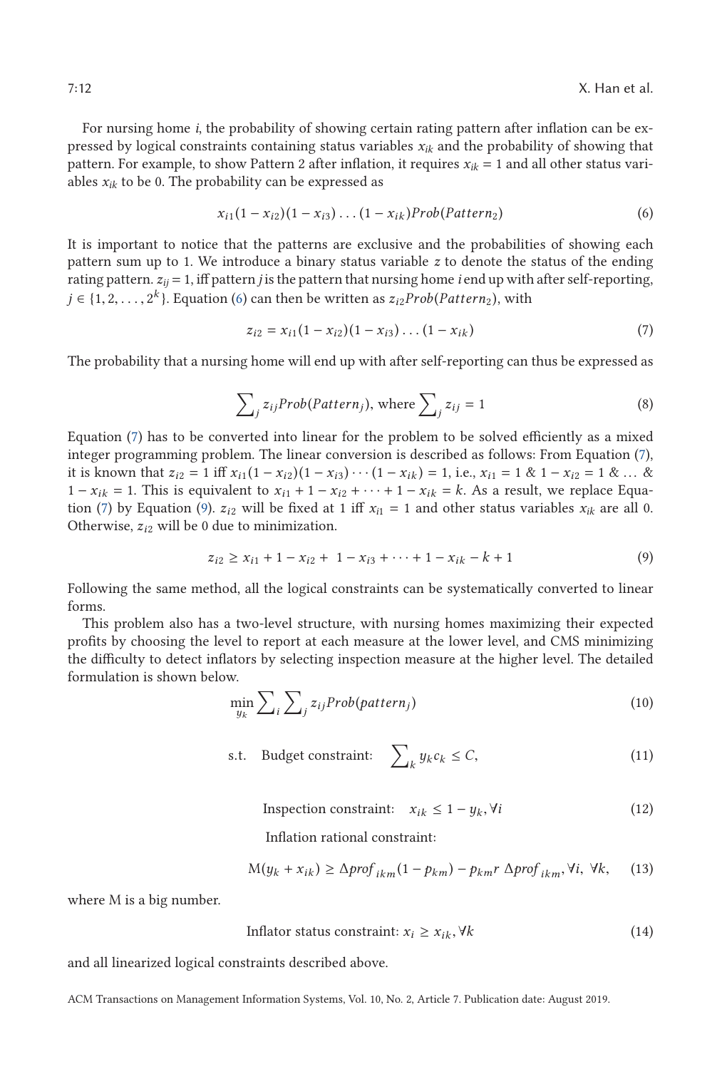For nursing home $i$, the probability of showing certain rating pattern after inflation can be expressed by logical constraints containing status variables $x_{ik}$ and the probability of showing that pattern. For example, to show Pattern 2 after inflation, it requires $x_{ik} = 1$ and all other status variables $x_{ik}$ to be 0. The probability can be expressed as

$$x_{i1}(1 - x_{i2})(1 - x_{i3}) \ldots (1 - x_{ik}) Prob(Pattern_2) \tag{6}$$

It is important to notice that the patterns are exclusive and the probabilities of showing each pattern sum up to 1. We introduce a binary status variable $z$ to denote the status of the ending rating pattern. $z_{ij} = 1$, iff pattern $j$ is the pattern that nursing home $i$ end up with after self-reporting, $j \in \{1, 2, \ldots, 2^k\}$. Equation (6) can then be written as $z_{i2} Prob(Pattern_2)$, with

$$z_{i2} = x_{i1}(1 - x_{i2})(1 - x_{i3}) \ldots (1 - x_{ik}) \tag{7}$$

The probability that a nursing home will end up with after self-reporting can thus be expressed as

$$\sum_j z_{ij} Prob(Pattern_j), \text{ where } \sum_j z_{ij} = 1 \tag{8}$$

Equation (7) has to be converted into linear for the problem to be solved efficiently as a mixed integer programming problem. The linear conversion is described as follows: From Equation (7), it is known that $z_{i2} = 1$ iff $x_{i1}(1 - x_{i2})(1 - x_{i3}) \cdots (1 - x_{ik}) = 1$, i.e., $x_{i1} = 1$ & $1 - x_{i2} = 1$ & ... & $1 - x_{ik} = 1$. This is equivalent to $x_{i1} + 1 - x_{i2} + \cdots + 1 - x_{ik} = k$. As a result, we replace Equation (7) by Equation (9). $z_{i2}$ will be fixed at 1 iff $x_{i1} = 1$ and other status variables $x_{ik}$ are all 0. Otherwise, $z_{i2}$ will be 0 due to minimization.

$$z_{i2} \geq x_{i1} + 1 - x_{i2} + 1 - x_{i3} + \cdots + 1 - x_{ik} - k + 1 \tag{9}$$

Following the same method, all the logical constraints can be systematically converted to linear forms.

This problem also has a two-level structure, with nursing homes maximizing their expected profits by choosing the level to report at each measure at the lower level, and CMS minimizing the difficulty to detect inflators by selecting inspection measure at the higher level. The detailed formulation is shown below.

$$\min_{y_k} \sum_i \sum_j z_{ij} Prob(pattern_j) \tag{10}$$

$$\text{s.t.} \quad \text{Budget constraint:} \quad \sum_k y_k c_k \leq C, \tag{11}$$

$$\text{Inspection constraint:} \quad x_{ik} \leq 1 - y_k, \forall i \tag{12}$$

Inflation rational constraint:

$$\mathrm{M}(y_k + x_{ik}) \geq \Delta prof_{ikm}(1 - p_{km}) - p_{km} r \, \Delta prof_{ikm}, \forall i, \ \forall k, \tag{13}$$

where M is a big number.

$$\text{Inflator status constraint: } x_i \geq x_{ik}, \forall k \tag{14}$$

and all linearized logical constraints described above.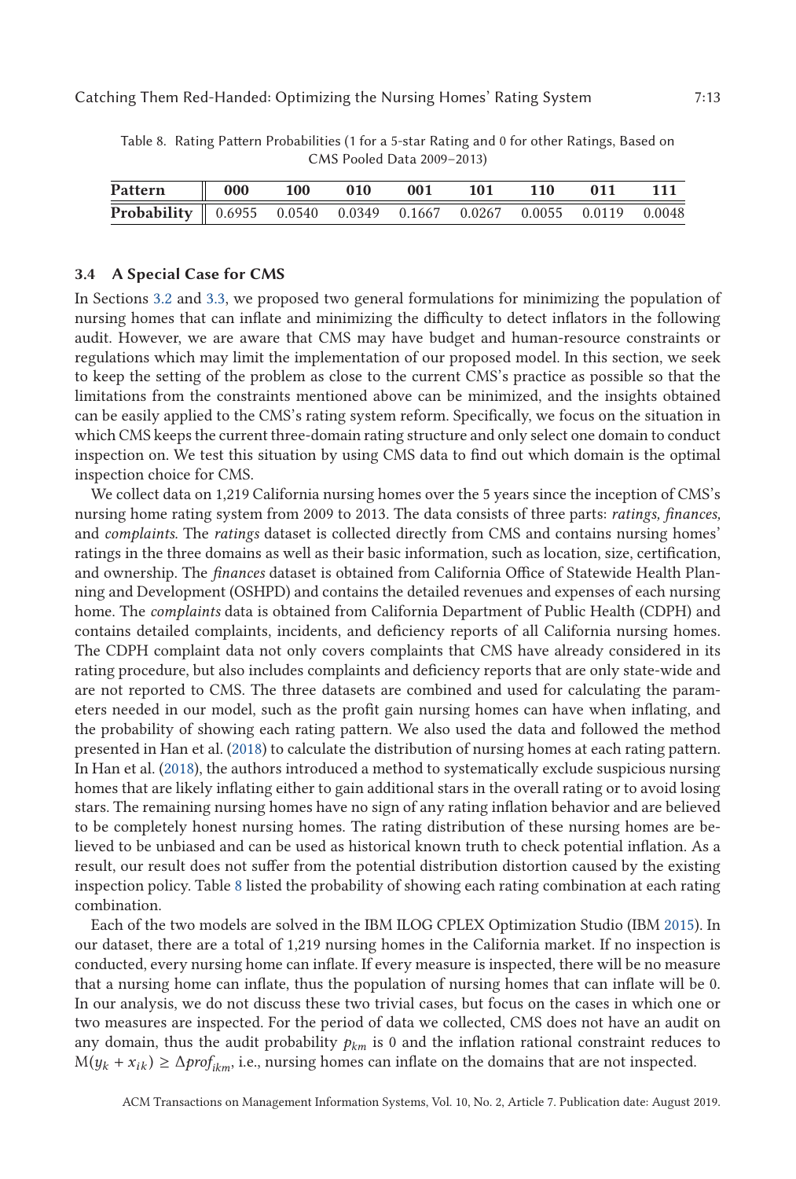Table 8. Rating Pattern Probabilities (1 for a 5-star Rating and 0 for other Ratings, Based on CMS Pooled Data 2009–2013)

| **Pattern** | **000** | **100** | **010** | **001** | **101** | **110** | **011** | **111** |
|---|---|---|---|---|---|---|---|---|
| **Probability** | 0.6955 | 0.0540 | 0.0349 | 0.1667 | 0.0267 | 0.0055 | 0.0119 | 0.0048 |

### 3.4 A Special Case for CMS

In Sections 3.2 and 3.3, we proposed two general formulations for minimizing the population of nursing homes that can inflate and minimizing the difficulty to detect inflators in the following audit. However, we are aware that CMS may have budget and human-resource constraints or regulations which may limit the implementation of our proposed model. In this section, we seek to keep the setting of the problem as close to the current CMS's practice as possible so that the limitations from the constraints mentioned above can be minimized, and the insights obtained can be easily applied to the CMS's rating system reform. Specifically, we focus on the situation in which CMS keeps the current three-domain rating structure and only select one domain to conduct inspection on. We test this situation by using CMS data to find out which domain is the optimal inspection choice for CMS.

We collect data on 1,219 California nursing homes over the 5 years since the inception of CMS's nursing home rating system from 2009 to 2013. The data consists of three parts: *ratings, finances,* and *complaints*. The *ratings* dataset is collected directly from CMS and contains nursing homes' ratings in the three domains as well as their basic information, such as location, size, certification, and ownership. The *finances* dataset is obtained from California Office of Statewide Health Planning and Development (OSHPD) and contains the detailed revenues and expenses of each nursing home. The *complaints* data is obtained from California Department of Public Health (CDPH) and contains detailed complaints, incidents, and deficiency reports of all California nursing homes. The CDPH complaint data not only covers complaints that CMS have already considered in its rating procedure, but also includes complaints and deficiency reports that are only state-wide and are not reported to CMS. The three datasets are combined and used for calculating the parameters needed in our model, such as the profit gain nursing homes can have when inflating, and the probability of showing each rating pattern. We also used the data and followed the method presented in Han et al. (2018) to calculate the distribution of nursing homes at each rating pattern. In Han et al. (2018), the authors introduced a method to systematically exclude suspicious nursing homes that are likely inflating either to gain additional stars in the overall rating or to avoid losing stars. The remaining nursing homes have no sign of any rating inflation behavior and are believed to be completely honest nursing homes. The rating distribution of these nursing homes are believed to be unbiased and can be used as historical known truth to check potential inflation. As a result, our result does not suffer from the potential distribution distortion caused by the existing inspection policy. Table 8 listed the probability of showing each rating combination at each rating combination.

Each of the two models are solved in the IBM ILOG CPLEX Optimization Studio (IBM 2015). In our dataset, there are a total of 1,219 nursing homes in the California market. If no inspection is conducted, every nursing home can inflate. If every measure is inspected, there will be no measure that a nursing home can inflate, thus the population of nursing homes that can inflate will be 0. In our analysis, we do not discuss these two trivial cases, but focus on the cases in which one or two measures are inspected. For the period of data we collected, CMS does not have an audit on any domain, thus the audit probability $p_{km}$ is 0 and the inflation rational constraint reduces to $\mathrm{M}(y_k + x_{ik}) \geq \Delta prof_{ikm}$, i.e., nursing homes can inflate on the domains that are not inspected.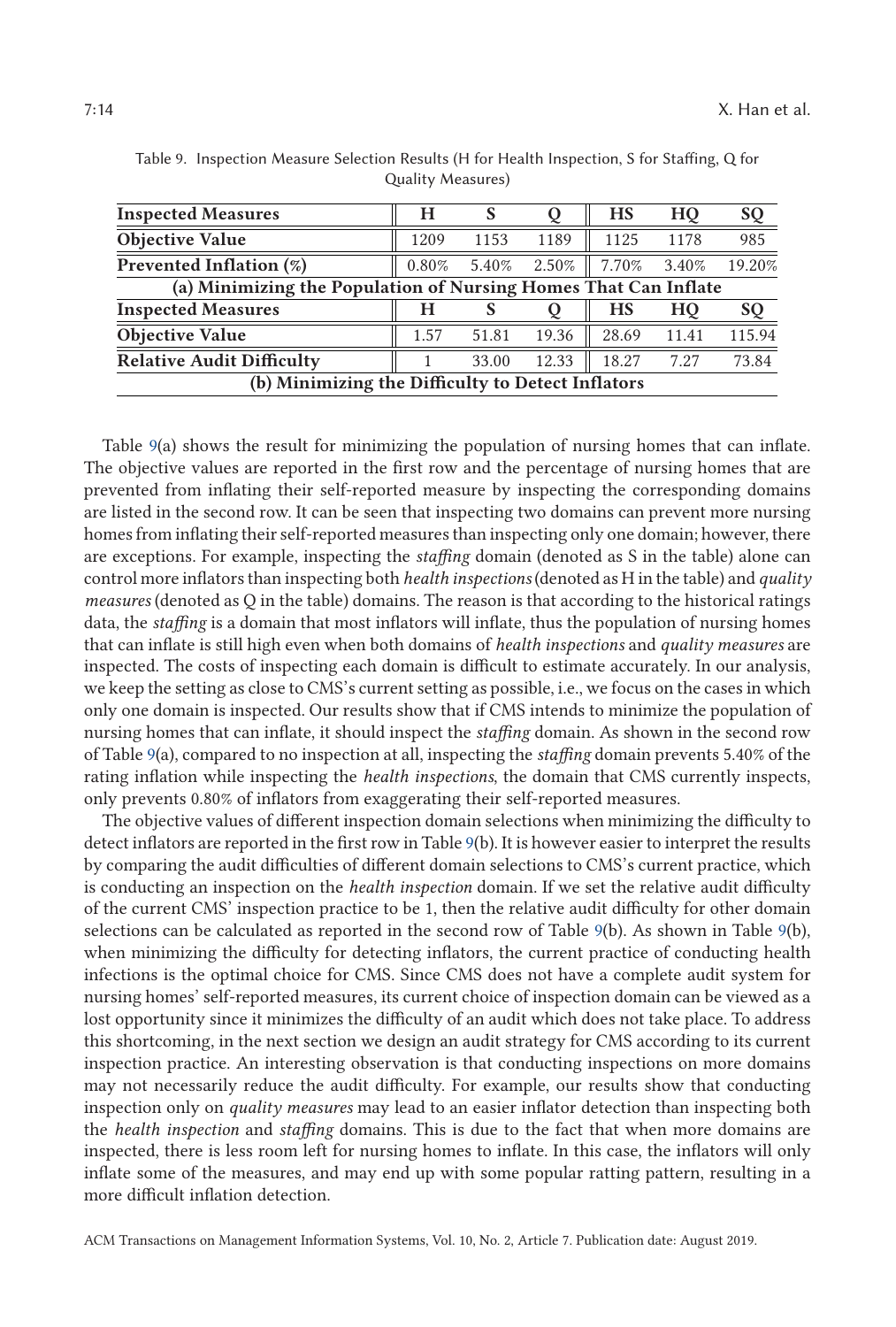Table 9. Inspection Measure Selection Results (H for Health Inspection, S for Staffing, Q for Quality Measures)

| **Inspected Measures** | **H** | **S** | **Q** | **HS** | **HQ** | **SQ** |
|---|---|---|---|---|---|---|
| **Objective Value** | 1209 | 1153 | 1189 | 1125 | 1178 | 985 |
| **Prevented Inflation (%)** | 0.80% | 5.40% | 2.50% | 7.70% | 3.40% | 19.20% |

**(a) Minimizing the Population of Nursing Homes That Can Inflate**

| **Inspected Measures** | **H** | **S** | **Q** | **HS** | **HQ** | **SQ** |
|---|---|---|---|---|---|---|
| **Objective Value** | 1.57 | 51.81 | 19.36 | 28.69 | 11.41 | 115.94 |
| **Relative Audit Difficulty** | 1 | 33.00 | 12.33 | 18.27 | 7.27 | 73.84 |

**(b) Minimizing the Difficulty to Detect Inflators**

Table 9(a) shows the result for minimizing the population of nursing homes that can inflate. The objective values are reported in the first row and the percentage of nursing homes that are prevented from inflating their self-reported measure by inspecting the corresponding domains are listed in the second row. It can be seen that inspecting two domains can prevent more nursing homes from inflating their self-reported measures than inspecting only one domain; however, there are exceptions. For example, inspecting the *staffing* domain (denoted as S in the table) alone can control more inflators than inspecting both *health inspections* (denoted as H in the table) and *quality measures* (denoted as Q in the table) domains. The reason is that according to the historical ratings data, the *staffing* is a domain that most inflators will inflate, thus the population of nursing homes that can inflate is still high even when both domains of *health inspections* and *quality measures* are inspected. The costs of inspecting each domain is difficult to estimate accurately. In our analysis, we keep the setting as close to CMS's current setting as possible, i.e., we focus on the cases in which only one domain is inspected. Our results show that if CMS intends to minimize the population of nursing homes that can inflate, it should inspect the *staffing* domain. As shown in the second row of Table 9(a), compared to no inspection at all, inspecting the *staffing* domain prevents 5.40% of the rating inflation while inspecting the *health inspections*, the domain that CMS currently inspects, only prevents 0.80% of inflators from exaggerating their self-reported measures.

The objective values of different inspection domain selections when minimizing the difficulty to detect inflators are reported in the first row in Table 9(b). It is however easier to interpret the results by comparing the audit difficulties of different domain selections to CMS's current practice, which is conducting an inspection on the *health inspection* domain. If we set the relative audit difficulty of the current CMS' inspection practice to be 1, then the relative audit difficulty for other domain selections can be calculated as reported in the second row of Table 9(b). As shown in Table 9(b), when minimizing the difficulty for detecting inflators, the current practice of conducting health infections is the optimal choice for CMS. Since CMS does not have a complete audit system for nursing homes' self-reported measures, its current choice of inspection domain can be viewed as a lost opportunity since it minimizes the difficulty of an audit which does not take place. To address this shortcoming, in the next section we design an audit strategy for CMS according to its current inspection practice. An interesting observation is that conducting inspections on more domains may not necessarily reduce the audit difficulty. For example, our results show that conducting inspection only on *quality measures* may lead to an easier inflator detection than inspecting both the *health inspection* and *staffing* domains. This is due to the fact that when more domains are inspected, there is less room left for nursing homes to inflate. In this case, the inflators will only inflate some of the measures, and may end up with some popular ratting pattern, resulting in a more difficult inflation detection.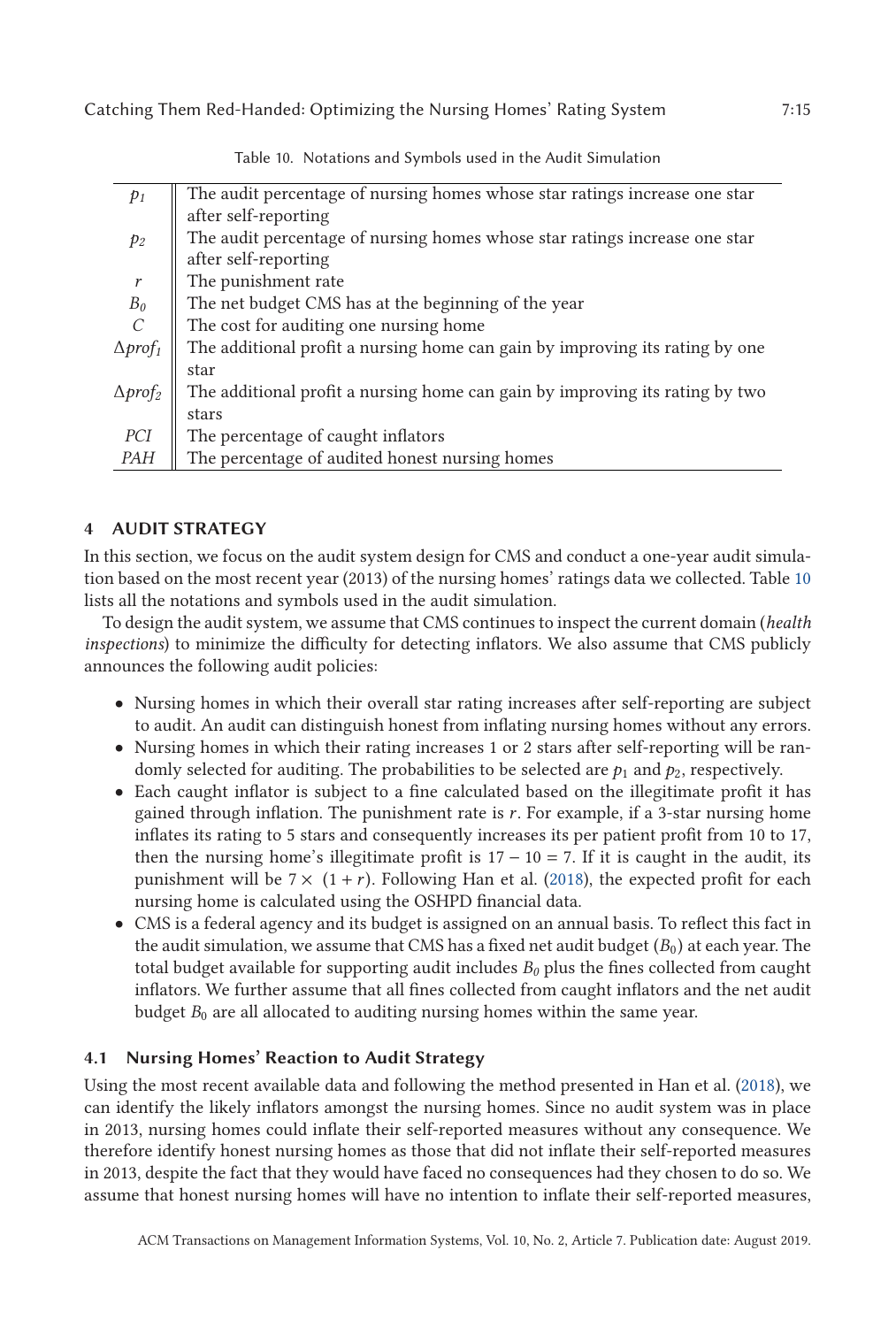Table 10. Notations and Symbols used in the Audit Simulation

| Symbol | Description |
| --- | --- |
| $p_1$ | The audit percentage of nursing homes whose star ratings increase one star after self-reporting |
| $p_2$ | The audit percentage of nursing homes whose star ratings increase one star after self-reporting |
| $r$ | The punishment rate |
| $B_0$ | The net budget CMS has at the beginning of the year |
| $C$ | The cost for auditing one nursing home |
| $\Delta prof_1$ | The additional profit a nursing home can gain by improving its rating by one star |
| $\Delta prof_2$ | The additional profit a nursing home can gain by improving its rating by two stars |
| $PCI$ | The percentage of caught inflators |
| $PAH$ | The percentage of audited honest nursing homes |

## 4 AUDIT STRATEGY

In this section, we focus on the audit system design for CMS and conduct a one-year audit simulation based on the most recent year (2013) of the nursing homes' ratings data we collected. Table 10 lists all the notations and symbols used in the audit simulation.

To design the audit system, we assume that CMS continues to inspect the current domain (*health inspections*) to minimize the difficulty for detecting inflators. We also assume that CMS publicly announces the following audit policies:

- Nursing homes in which their overall star rating increases after self-reporting are subject to audit. An audit can distinguish honest from inflating nursing homes without any errors.
- Nursing homes in which their rating increases 1 or 2 stars after self-reporting will be randomly selected for auditing. The probabilities to be selected are $p_1$ and $p_2$, respectively.
- Each caught inflator is subject to a fine calculated based on the illegitimate profit it has gained through inflation. The punishment rate is $r$. For example, if a 3-star nursing home inflates its rating to 5 stars and consequently increases its per patient profit from 10 to 17, then the nursing home's illegitimate profit is $17 - 10 = 7$. If it is caught in the audit, its punishment will be $7 \times (1 + r)$. Following Han et al. (2018), the expected profit for each nursing home is calculated using the OSHPD financial data.
- CMS is a federal agency and its budget is assigned on an annual basis. To reflect this fact in the audit simulation, we assume that CMS has a fixed net audit budget ($B_0$) at each year. The total budget available for supporting audit includes $B_0$ plus the fines collected from caught inflators. We further assume that all fines collected from caught inflators and the net audit budget $B_0$ are all allocated to auditing nursing homes within the same year.

### 4.1 Nursing Homes' Reaction to Audit Strategy

Using the most recent available data and following the method presented in Han et al. (2018), we can identify the likely inflators amongst the nursing homes. Since no audit system was in place in 2013, nursing homes could inflate their self-reported measures without any consequence. We therefore identify honest nursing homes as those that did not inflate their self-reported measures in 2013, despite the fact that they would have faced no consequences had they chosen to do so. We assume that honest nursing homes will have no intention to inflate their self-reported measures,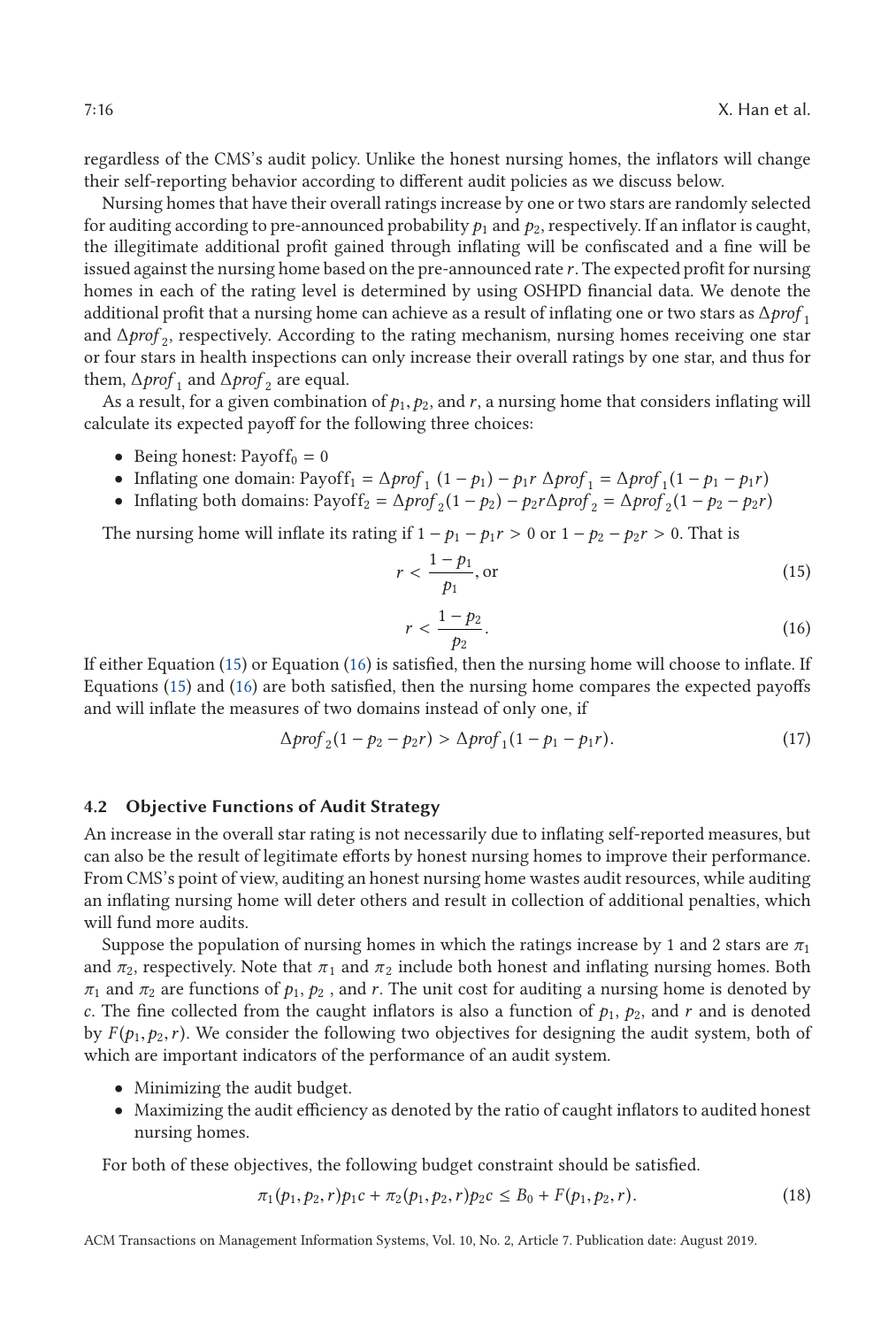regardless of the CMS's audit policy. Unlike the honest nursing homes, the inflators will change their self-reporting behavior according to different audit policies as we discuss below.

Nursing homes that have their overall ratings increase by one or two stars are randomly selected for auditing according to pre-announced probability $p_1$ and $p_2$, respectively. If an inflator is caught, the illegitimate additional profit gained through inflating will be confiscated and a fine will be issued against the nursing home based on the pre-announced rate $r$. The expected profit for nursing homes in each of the rating level is determined by using OSHPD financial data. We denote the additional profit that a nursing home can achieve as a result of inflating one or two stars as $\Delta prof_1$ and $\Delta prof_2$, respectively. According to the rating mechanism, nursing homes receiving one star or four stars in health inspections can only increase their overall ratings by one star, and thus for them, $\Delta prof_1$ and $\Delta prof_2$ are equal.

As a result, for a given combination of $p_1, p_2$, and $r$, a nursing home that considers inflating will calculate its expected payoff for the following three choices:

- Being honest: $\text{Payoff}_0 = 0$
- Inflating one domain: $\text{Payoff}_1 = \Delta prof_1 \,(1 - p_1) - p_1 r \, \Delta prof_1 = \Delta prof_1 (1 - p_1 - p_1 r)$
- Inflating both domains: $\text{Payoff}_2 = \Delta prof_2 (1 - p_2) - p_2 r \Delta prof_2 = \Delta prof_2 (1 - p_2 - p_2 r)$

The nursing home will inflate its rating if $1 - p_1 - p_1 r > 0$ or $1 - p_2 - p_2 r > 0$. That is

$$r < \frac{1 - p_1}{p_1}, \text{ or} \tag{15}$$

$$r < \frac{1 - p_2}{p_2}. \tag{16}$$

If either Equation (15) or Equation (16) is satisfied, then the nursing home will choose to inflate. If Equations (15) and (16) are both satisfied, then the nursing home compares the expected payoffs and will inflate the measures of two domains instead of only one, if

$$\Delta prof_2 (1 - p_2 - p_2 r) > \Delta prof_1 (1 - p_1 - p_1 r). \tag{17}$$

### 4.2 Objective Functions of Audit Strategy

An increase in the overall star rating is not necessarily due to inflating self-reported measures, but can also be the result of legitimate efforts by honest nursing homes to improve their performance. From CMS's point of view, auditing an honest nursing home wastes audit resources, while auditing an inflating nursing home will deter others and result in collection of additional penalties, which will fund more audits.

Suppose the population of nursing homes in which the ratings increase by 1 and 2 stars are $\pi_1$ and $\pi_2$, respectively. Note that $\pi_1$ and $\pi_2$ include both honest and inflating nursing homes. Both $\pi_1$ and $\pi_2$ are functions of $p_1$, $p_2$ , and $r$. The unit cost for auditing a nursing home is denoted by $c$. The fine collected from the caught inflators is also a function of $p_1$, $p_2$, and $r$ and is denoted by $F(p_1, p_2, r)$. We consider the following two objectives for designing the audit system, both of which are important indicators of the performance of an audit system.

- Minimizing the audit budget.
- Maximizing the audit efficiency as denoted by the ratio of caught inflators to audited honest nursing homes.

For both of these objectives, the following budget constraint should be satisfied.

$$\pi_1(p_1, p_2, r) p_1 c + \pi_2(p_1, p_2, r) p_2 c \leq B_0 + F(p_1, p_2, r). \tag{18}$$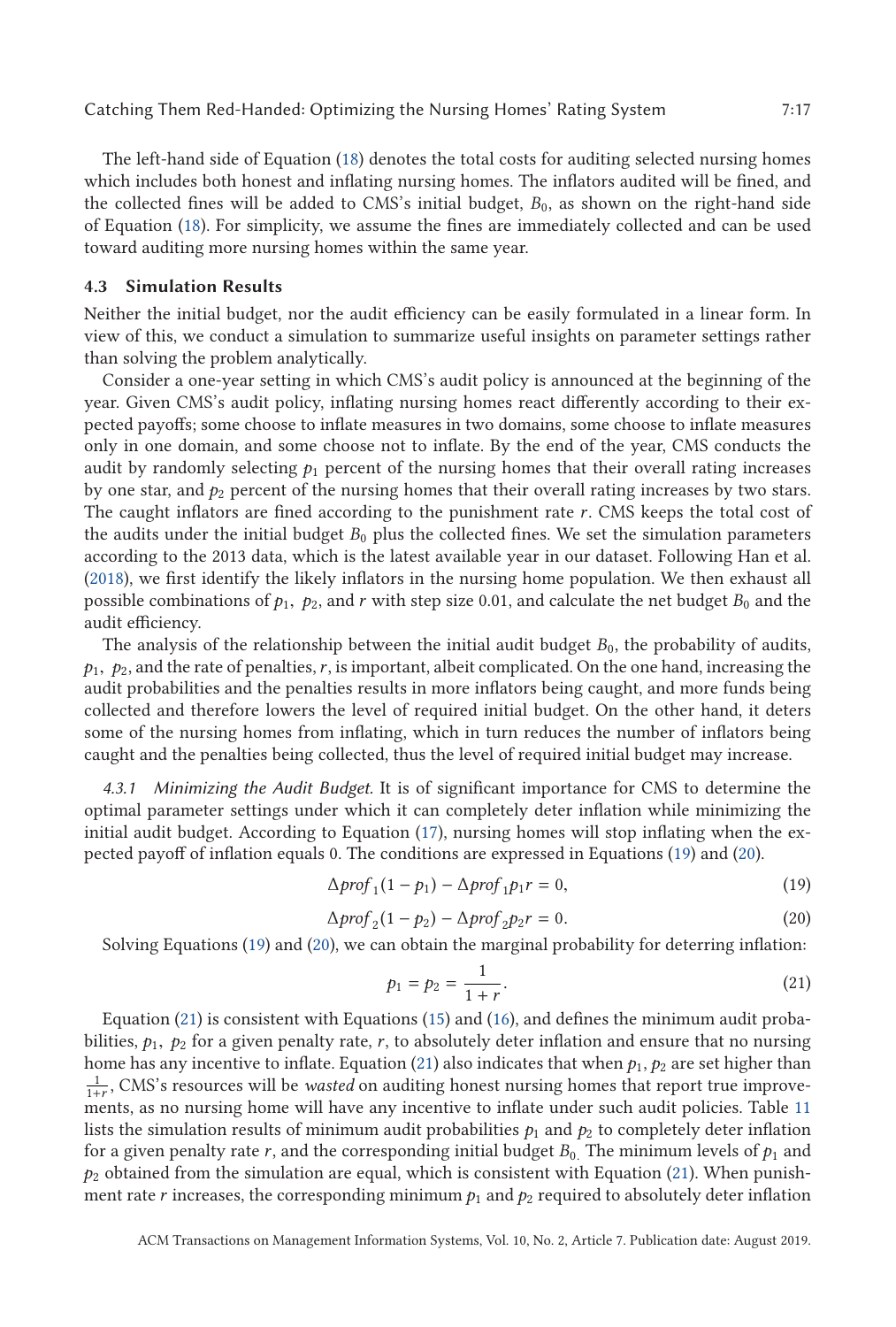The left-hand side of Equation (18) denotes the total costs for auditing selected nursing homes which includes both honest and inflating nursing homes. The inflators audited will be fined, and the collected fines will be added to CMS's initial budget, $B_0$, as shown on the right-hand side of Equation (18). For simplicity, we assume the fines are immediately collected and can be used toward auditing more nursing homes within the same year.

### 4.3 Simulation Results

Neither the initial budget, nor the audit efficiency can be easily formulated in a linear form. In view of this, we conduct a simulation to summarize useful insights on parameter settings rather than solving the problem analytically.

Consider a one-year setting in which CMS's audit policy is announced at the beginning of the year. Given CMS's audit policy, inflating nursing homes react differently according to their expected payoffs; some choose to inflate measures in two domains, some choose to inflate measures only in one domain, and some choose not to inflate. By the end of the year, CMS conducts the audit by randomly selecting $p_1$ percent of the nursing homes that their overall rating increases by one star, and $p_2$ percent of the nursing homes that their overall rating increases by two stars. The caught inflators are fined according to the punishment rate $r$. CMS keeps the total cost of the audits under the initial budget $B_0$ plus the collected fines. We set the simulation parameters according to the 2013 data, which is the latest available year in our dataset. Following Han et al. (2018), we first identify the likely inflators in the nursing home population. We then exhaust all possible combinations of $p_1$, $p_2$, and $r$ with step size 0.01, and calculate the net budget $B_0$ and the audit efficiency.

The analysis of the relationship between the initial audit budget $B_0$, the probability of audits, $p_1$, $p_2$, and the rate of penalties, $r$, is important, albeit complicated. On the one hand, increasing the audit probabilities and the penalties results in more inflators being caught, and more funds being collected and therefore lowers the level of required initial budget. On the other hand, it deters some of the nursing homes from inflating, which in turn reduces the number of inflators being caught and the penalties being collected, thus the level of required initial budget may increase.

*4.3.1 Minimizing the Audit Budget.* It is of significant importance for CMS to determine the optimal parameter settings under which it can completely deter inflation while minimizing the initial audit budget. According to Equation (17), nursing homes will stop inflating when the expected payoff of inflation equals 0. The conditions are expressed in Equations (19) and (20).

$$\Delta prof_1(1 - p_1) - \Delta prof_1 p_1 r = 0, \tag{19}$$

$$\Delta prof_2(1 - p_2) - \Delta prof_2 p_2 r = 0. \tag{20}$$

Solving Equations (19) and (20), we can obtain the marginal probability for deterring inflation:

$$p_1 = p_2 = \frac{1}{1 + r}. \tag{21}$$

Equation (21) is consistent with Equations (15) and (16), and defines the minimum audit probabilities, $p_1$, $p_2$ for a given penalty rate, $r$, to absolutely deter inflation and ensure that no nursing home has any incentive to inflate. Equation (21) also indicates that when $p_1$, $p_2$ are set higher than $\frac{1}{1+r}$, CMS's resources will be *wasted* on auditing honest nursing homes that report true improvements, as no nursing home will have any incentive to inflate under such audit policies. Table 11 lists the simulation results of minimum audit probabilities $p_1$ and $p_2$ to completely deter inflation for a given penalty rate $r$, and the corresponding initial budget $B_0$. The minimum levels of $p_1$ and $p_2$ obtained from the simulation are equal, which is consistent with Equation (21). When punishment rate $r$ increases, the corresponding minimum $p_1$ and $p_2$ required to absolutely deter inflation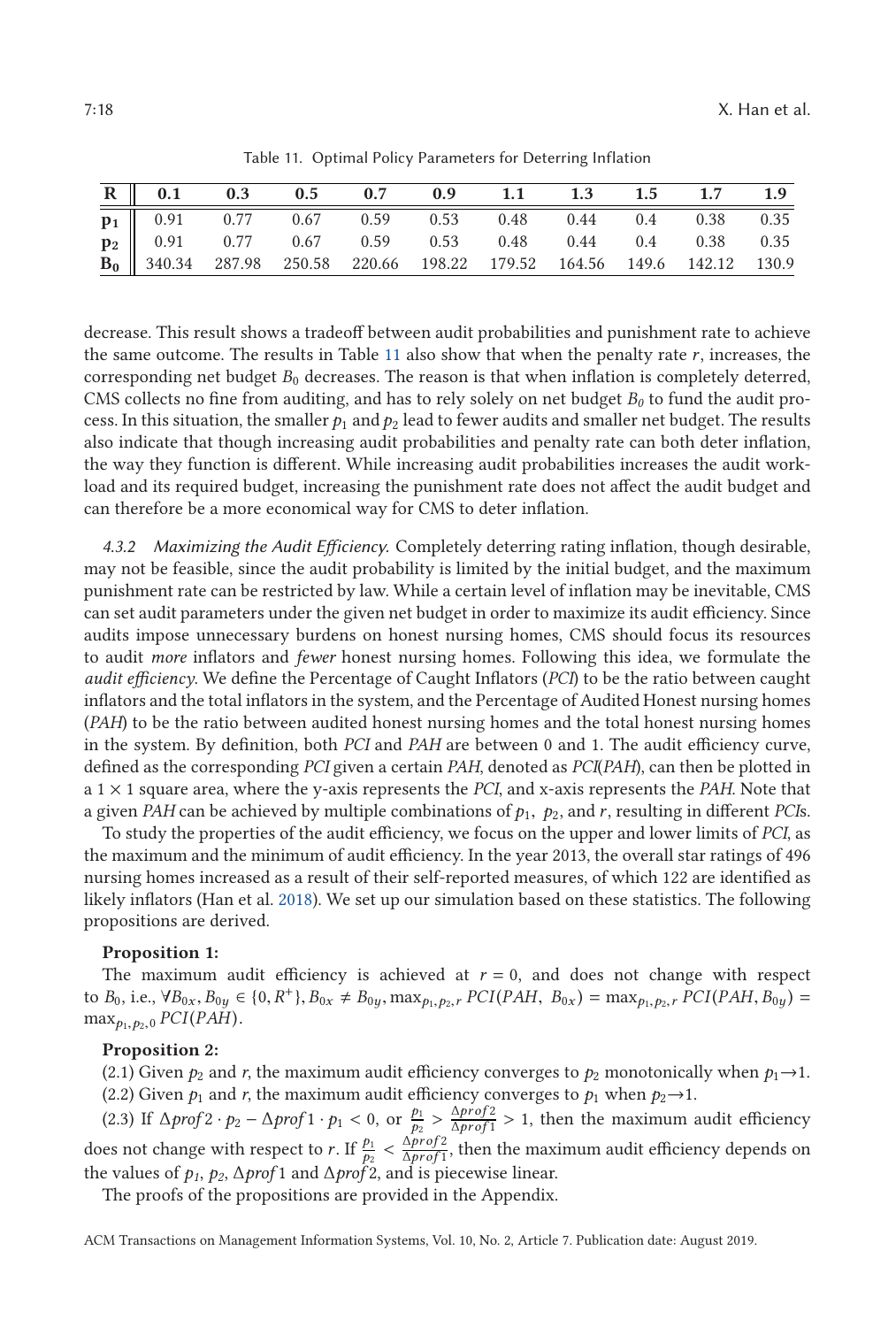Table 11. Optimal Policy Parameters for Deterring Inflation

| $\mathbf{R}$ | 0.1 | 0.3 | 0.5 | 0.7 | 0.9 | 1.1 | 1.3 | 1.5 | 1.7 | 1.9 |
|---|---|---|---|---|---|---|---|---|---|---|
| $\mathbf{p_1}$ | 0.91 | 0.77 | 0.67 | 0.59 | 0.53 | 0.48 | 0.44 | 0.4 | 0.38 | 0.35 |
| $\mathbf{p_2}$ | 0.91 | 0.77 | 0.67 | 0.59 | 0.53 | 0.48 | 0.44 | 0.4 | 0.38 | 0.35 |
| $\mathbf{B_0}$ | 340.34 | 287.98 | 250.58 | 220.66 | 198.22 | 179.52 | 164.56 | 149.6 | 142.12 | 130.9 |

decrease. This result shows a tradeoff between audit probabilities and punishment rate to achieve the same outcome. The results in Table 11 also show that when the penalty rate $r$, increases, the corresponding net budget $B_0$ decreases. The reason is that when inflation is completely deterred, CMS collects no fine from auditing, and has to rely solely on net budget $B_0$ to fund the audit process. In this situation, the smaller $p_1$ and $p_2$ lead to fewer audits and smaller net budget. The results also indicate that though increasing audit probabilities and penalty rate can both deter inflation, the way they function is different. While increasing audit probabilities increases the audit workload and its required budget, increasing the punishment rate does not affect the audit budget and can therefore be a more economical way for CMS to deter inflation.

*4.3.2 Maximizing the Audit Efficiency.* Completely deterring rating inflation, though desirable, may not be feasible, since the audit probability is limited by the initial budget, and the maximum punishment rate can be restricted by law. While a certain level of inflation may be inevitable, CMS can set audit parameters under the given net budget in order to maximize its audit efficiency. Since audits impose unnecessary burdens on honest nursing homes, CMS should focus its resources to audit *more* inflators and *fewer* honest nursing homes. Following this idea, we formulate the *audit efficiency*. We define the Percentage of Caught Inflators (*PCI*) to be the ratio between caught inflators and the total inflators in the system, and the Percentage of Audited Honest nursing homes (*PAH*) to be the ratio between audited honest nursing homes and the total honest nursing homes in the system. By definition, both *PCI* and *PAH* are between 0 and 1. The audit efficiency curve, defined as the corresponding *PCI* given a certain *PAH*, denoted as *PCI*(*PAH*), can then be plotted in a $1 \times 1$ square area, where the y-axis represents the *PCI*, and x-axis represents the *PAH*. Note that a given *PAH* can be achieved by multiple combinations of $p_1$, $p_2$, and $r$, resulting in different *PCI*s.

To study the properties of the audit efficiency, we focus on the upper and lower limits of *PCI*, as the maximum and the minimum of audit efficiency. In the year 2013, the overall star ratings of 496 nursing homes increased as a result of their self-reported measures, of which 122 are identified as likely inflators (Han et al. 2018). We set up our simulation based on these statistics. The following propositions are derived.

**Proposition 1:**

The maximum audit efficiency is achieved at $r = 0$, and does not change with respect to $B_0$, i.e., $\forall B_{0x}, B_{0y} \in \{0, R^+\}, B_{0x} \neq B_{0y}, \max_{p_1,p_2,r} PCI(PAH,\ B_{0x}) = \max_{p_1,p_2,r} PCI(PAH, B_{0y}) = \max_{p_1,p_2,0} PCI(PAH)$.

**Proposition 2:**

(2.1) Given $p_2$ and $r$, the maximum audit efficiency converges to $p_2$ monotonically when $p_1 \rightarrow 1$.

(2.2) Given $p_1$ and $r$, the maximum audit efficiency converges to $p_1$ when $p_2 \rightarrow 1$.

(2.3) If $\Delta prof2 \cdot p_2 - \Delta prof1 \cdot p_1 < 0$, or $\frac{p_1}{p_2} > \frac{\Delta prof2}{\Delta prof1} > 1$, then the maximum audit efficiency does not change with respect to $r$. If $\frac{p_1}{p_2} < \frac{\Delta prof2}{\Delta prof1}$, then the maximum audit efficiency depends on the values of $p_1$, $p_2$, $\Delta prof1$ and $\Delta prof2$, and is piecewise linear.

The proofs of the propositions are provided in the Appendix.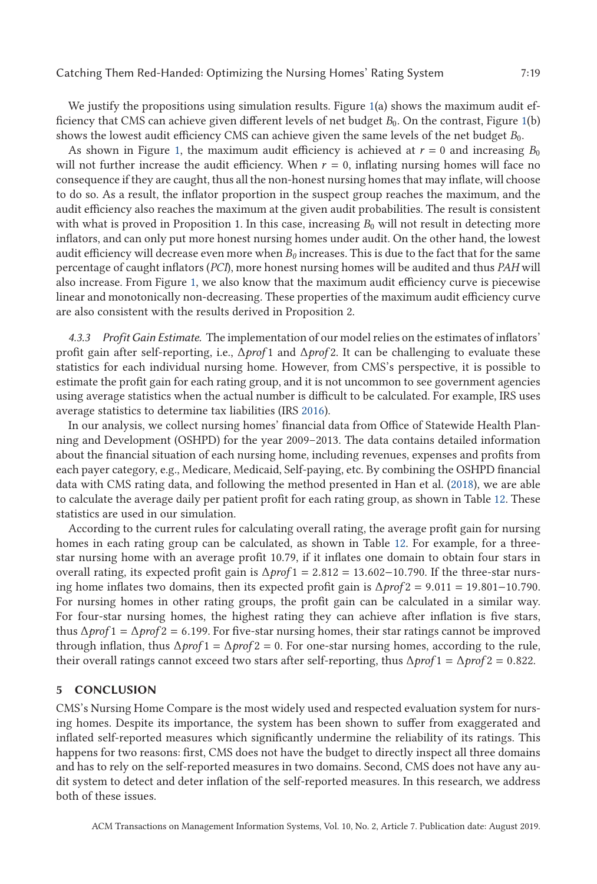We justify the propositions using simulation results. Figure 1(a) shows the maximum audit efficiency that CMS can achieve given different levels of net budget $B_0$. On the contrast, Figure 1(b) shows the lowest audit efficiency CMS can achieve given the same levels of the net budget $B_0$.

As shown in Figure 1, the maximum audit efficiency is achieved at $r = 0$ and increasing $B_0$ will not further increase the audit efficiency. When $r = 0$, inflating nursing homes will face no consequence if they are caught, thus all the non-honest nursing homes that may inflate, will choose to do so. As a result, the inflator proportion in the suspect group reaches the maximum, and the audit efficiency also reaches the maximum at the given audit probabilities. The result is consistent with what is proved in Proposition 1. In this case, increasing $B_0$ will not result in detecting more inflators, and can only put more honest nursing homes under audit. On the other hand, the lowest audit efficiency will decrease even more when $B_0$ increases. This is due to the fact that for the same percentage of caught inflators (*PCI*), more honest nursing homes will be audited and thus *PAH* will also increase. From Figure 1, we also know that the maximum audit efficiency curve is piecewise linear and monotonically non-decreasing. These properties of the maximum audit efficiency curve are also consistent with the results derived in Proposition 2.

*4.3.3 Profit Gain Estimate.* The implementation of our model relies on the estimates of inflators' profit gain after self-reporting, i.e., $\Delta prof1$ and $\Delta prof2$. It can be challenging to evaluate these statistics for each individual nursing home. However, from CMS's perspective, it is possible to estimate the profit gain for each rating group, and it is not uncommon to see government agencies using average statistics when the actual number is difficult to be calculated. For example, IRS uses average statistics to determine tax liabilities (IRS 2016).

In our analysis, we collect nursing homes' financial data from Office of Statewide Health Planning and Development (OSHPD) for the year 2009–2013. The data contains detailed information about the financial situation of each nursing home, including revenues, expenses and profits from each payer category, e.g., Medicare, Medicaid, Self-paying, etc. By combining the OSHPD financial data with CMS rating data, and following the method presented in Han et al. (2018), we are able to calculate the average daily per patient profit for each rating group, as shown in Table 12. These statistics are used in our simulation.

According to the current rules for calculating overall rating, the average profit gain for nursing homes in each rating group can be calculated, as shown in Table 12. For example, for a three-star nursing home with an average profit 10.79, if it inflates one domain to obtain four stars in overall rating, its expected profit gain is $\Delta prof1 = 2.812 = 13.602 - 10.790$. If the three-star nursing home inflates two domains, then its expected profit gain is $\Delta prof2 = 9.011 = 19.801 - 10.790$. For nursing homes in other rating groups, the profit gain can be calculated in a similar way. For four-star nursing homes, the highest rating they can achieve after inflation is five stars, thus $\Delta prof1 = \Delta prof2 = 6.199$. For five-star nursing homes, their star ratings cannot be improved through inflation, thus $\Delta prof1 = \Delta prof2 = 0$. For one-star nursing homes, according to the rule, their overall ratings cannot exceed two stars after self-reporting, thus $\Delta prof1 = \Delta prof2 = 0.822$.

## 5 CONCLUSION

CMS's Nursing Home Compare is the most widely used and respected evaluation system for nursing homes. Despite its importance, the system has been shown to suffer from exaggerated and inflated self-reported measures which significantly undermine the reliability of its ratings. This happens for two reasons: first, CMS does not have the budget to directly inspect all three domains and has to rely on the self-reported measures in two domains. Second, CMS does not have any audit system to detect and deter inflation of the self-reported measures. In this research, we address both of these issues.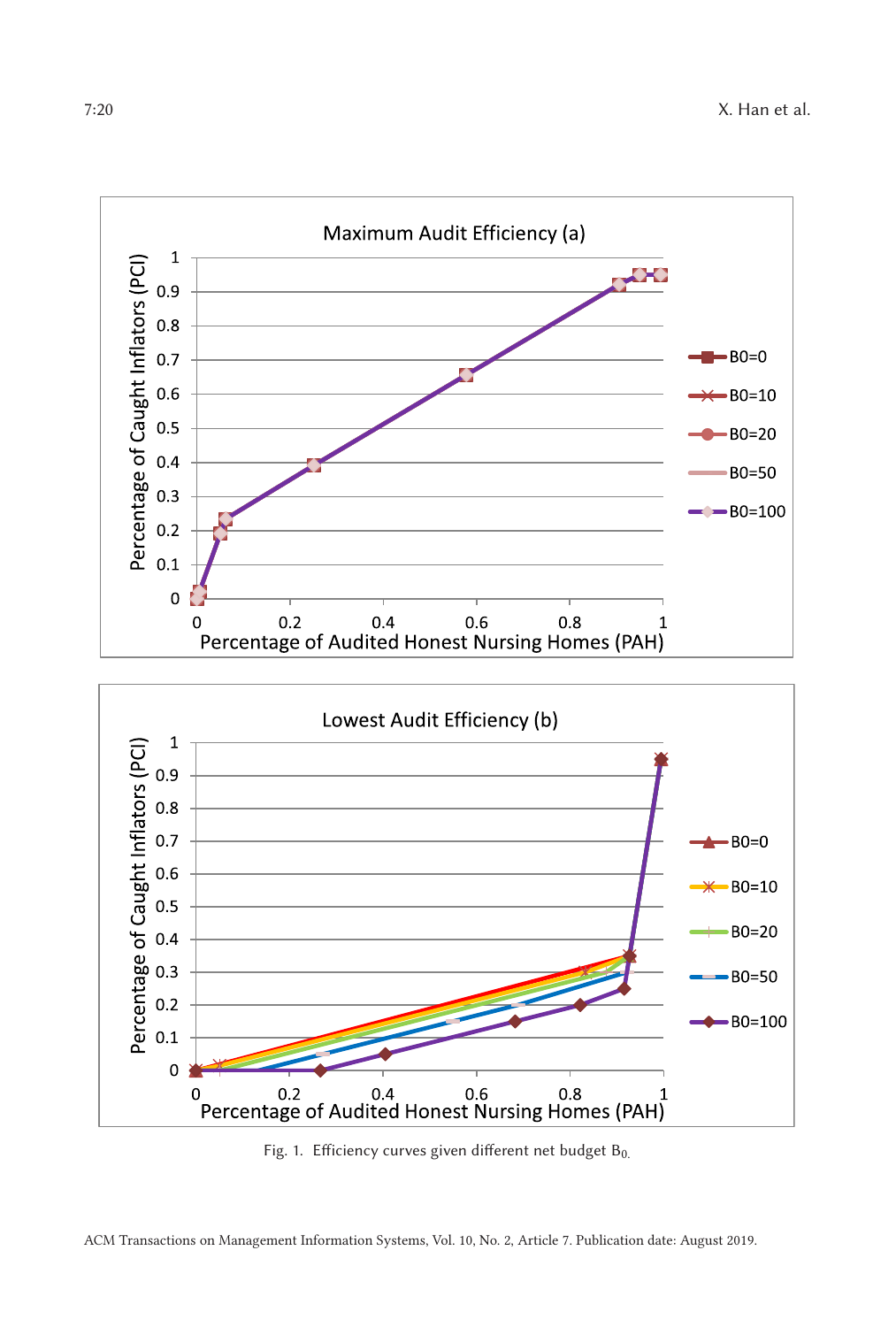Fig. 1. Efficiency curves given different net budget $B_0$.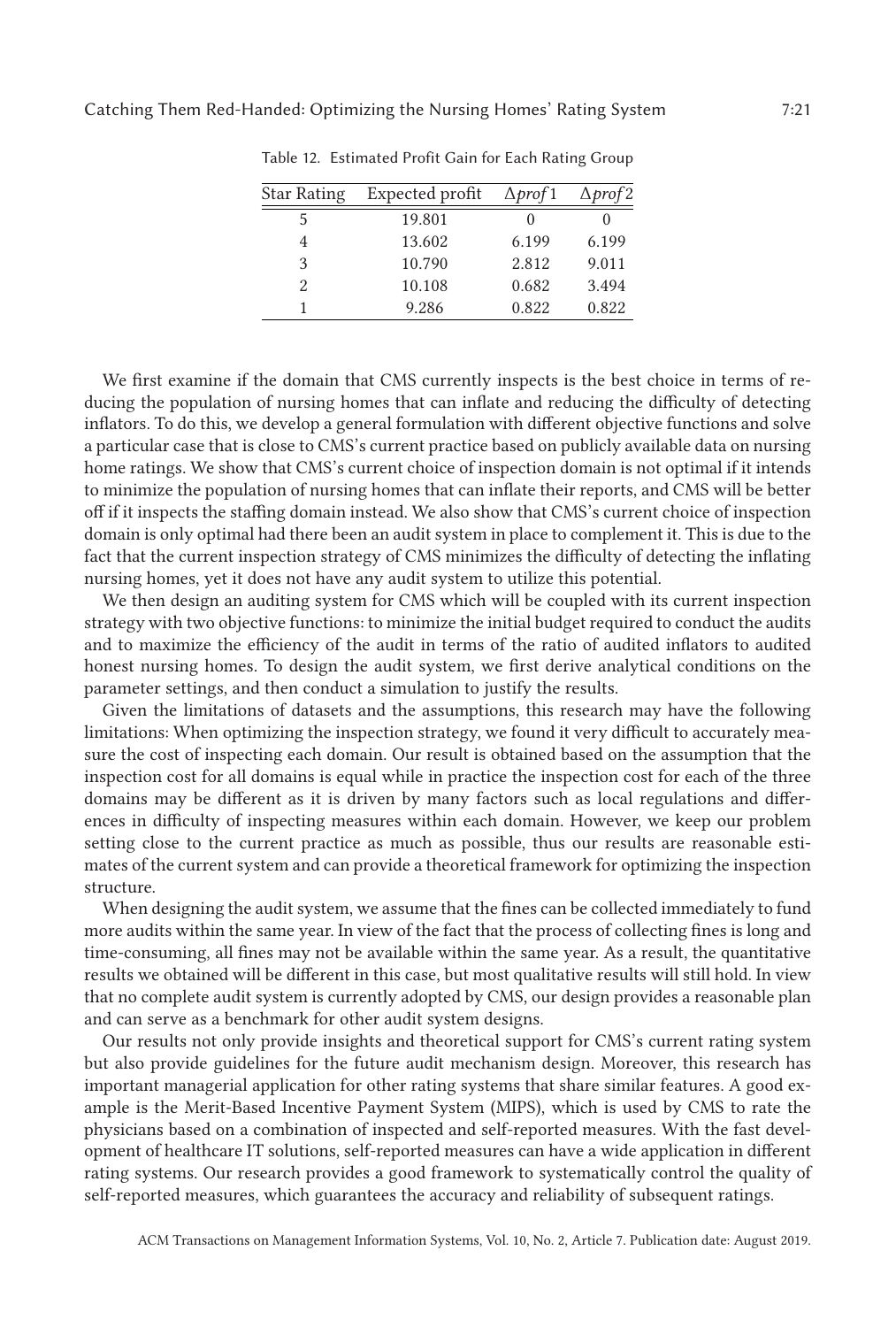Table 12. Estimated Profit Gain for Each Rating Group

| Star Rating | Expected profit | $\Delta prof1$ | $\Delta prof2$ |
|---|---|---|---|
| 5 | 19.801 | 0 | 0 |
| 4 | 13.602 | 6.199 | 6.199 |
| 3 | 10.790 | 2.812 | 9.011 |
| 2 | 10.108 | 0.682 | 3.494 |
| 1 | 9.286 | 0.822 | 0.822 |

We first examine if the domain that CMS currently inspects is the best choice in terms of reducing the population of nursing homes that can inflate and reducing the difficulty of detecting inflators. To do this, we develop a general formulation with different objective functions and solve a particular case that is close to CMS's current practice based on publicly available data on nursing home ratings. We show that CMS's current choice of inspection domain is not optimal if it intends to minimize the population of nursing homes that can inflate their reports, and CMS will be better off if it inspects the staffing domain instead. We also show that CMS's current choice of inspection domain is only optimal had there been an audit system in place to complement it. This is due to the fact that the current inspection strategy of CMS minimizes the difficulty of detecting the inflating nursing homes, yet it does not have any audit system to utilize this potential.

We then design an auditing system for CMS which will be coupled with its current inspection strategy with two objective functions: to minimize the initial budget required to conduct the audits and to maximize the efficiency of the audit in terms of the ratio of audited inflators to audited honest nursing homes. To design the audit system, we first derive analytical conditions on the parameter settings, and then conduct a simulation to justify the results.

Given the limitations of datasets and the assumptions, this research may have the following limitations: When optimizing the inspection strategy, we found it very difficult to accurately measure the cost of inspecting each domain. Our result is obtained based on the assumption that the inspection cost for all domains is equal while in practice the inspection cost for each of the three domains may be different as it is driven by many factors such as local regulations and differences in difficulty of inspecting measures within each domain. However, we keep our problem setting close to the current practice as much as possible, thus our results are reasonable estimates of the current system and can provide a theoretical framework for optimizing the inspection structure.

When designing the audit system, we assume that the fines can be collected immediately to fund more audits within the same year. In view of the fact that the process of collecting fines is long and time-consuming, all fines may not be available within the same year. As a result, the quantitative results we obtained will be different in this case, but most qualitative results will still hold. In view that no complete audit system is currently adopted by CMS, our design provides a reasonable plan and can serve as a benchmark for other audit system designs.

Our results not only provide insights and theoretical support for CMS's current rating system but also provide guidelines for the future audit mechanism design. Moreover, this research has important managerial application for other rating systems that share similar features. A good example is the Merit-Based Incentive Payment System (MIPS), which is used by CMS to rate the physicians based on a combination of inspected and self-reported measures. With the fast development of healthcare IT solutions, self-reported measures can have a wide application in different rating systems. Our research provides a good framework to systematically control the quality of self-reported measures, which guarantees the accuracy and reliability of subsequent ratings.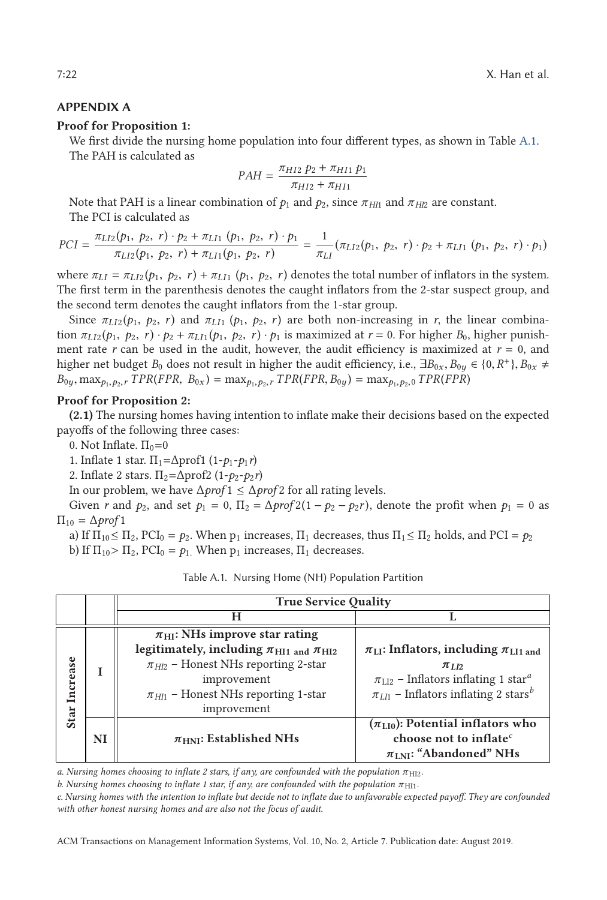## APPENDIX A

**Proof for Proposition 1:**

We first divide the nursing home population into four different types, as shown in Table A.1.

The PAH is calculated as

$$PAH = \frac{\pi_{HI2}\, p_2 + \pi_{HI1}\, p_1}{\pi_{HI2} + \pi_{HI1}}$$

Note that PAH is a linear combination of $p_1$ and $p_2$, since $\pi_{HI1}$ and $\pi_{HI2}$ are constant.

The PCI is calculated as

$$PCI = \frac{\pi_{LI2}(p_1,\ p_2,\ r) \cdot p_2 + \pi_{LI1}\ (p_1,\ p_2,\ r) \cdot p_1}{\pi_{LI2}(p_1,\ p_2,\ r) + \pi_{LI1}(p_1,\ p_2,\ r)} = \frac{1}{\pi_{LI}}(\pi_{LI2}(p_1,\ p_2,\ r) \cdot p_2 + \pi_{LI1}\ (p_1,\ p_2,\ r) \cdot p_1)$$

where $\pi_{LI} = \pi_{LI2}(p_1,\ p_2,\ r) + \pi_{LI1}\ (p_1,\ p_2,\ r)$ denotes the total number of inflators in the system. The first term in the parenthesis denotes the caught inflators from the 2-star suspect group, and the second term denotes the caught inflators from the 1-star group.

Since $\pi_{LI2}(p_1,\ p_2,\ r)$ and $\pi_{LI1}\ (p_1,\ p_2,\ r)$ are both non-increasing in $r$, the linear combination $\pi_{LI2}(p_1,\ p_2,\ r) \cdot p_2 + \pi_{LI1}(p_1,\ p_2,\ r) \cdot p_1$ is maximized at $r = 0$. For higher $B_0$, higher punishment rate $r$ can be used in the audit, however, the audit efficiency is maximized at $r = 0$, and higher net budget $B_0$ does not result in higher the audit efficiency, i.e., $\exists B_{0x}, B_{0y} \in \{0, R^{+}\}, B_{0x} \neq B_{0y}, \max_{p_1, p_2, r} TPR(FPR,\ B_{0x}) = \max_{p_1, p_2, r} TPR(FPR, B_{0y}) = \max_{p_1, p_2, 0} TPR(FPR)$

**Proof for Proposition 2:**

**(2.1)** The nursing homes having intention to inflate make their decisions based on the expected payoffs of the following three cases:

0. Not Inflate. $\Pi_0$=0
1. Inflate 1 star. $\Pi_1$=$\Delta$prof1 (1-$p_1$-$p_1 r$)
2. Inflate 2 stars. $\Pi_2$=$\Delta$prof2 (1-$p_2$-$p_2 r$)

In our problem, we have $\Delta prof1 \leq \Delta prof2$ for all rating levels.

Given $r$ and $p_2$, and set $p_1 = 0$, $\Pi_2 = \Delta prof2(1 - p_2 - p_2 r)$, denote the profit when $p_1 = 0$ as $\Pi_{10} = \Delta prof1$

a) If $\Pi_{10} \leq \Pi_2$, PCI$_0$ = $p_2$. When $p_1$ increases, $\Pi_1$ decreases, thus $\Pi_1 \leq \Pi_2$ holds, and PCI = $p_2$

b) If $\Pi_{10} > \Pi_2$, PCI$_0$ = $p_1$. When $p_1$ increases, $\Pi_1$ decreases.

Table A.1. Nursing Home (NH) Population Partition

| | | True Service Quality | |
|---|---|---|---|
| | | **H** | **L** |
| **Star Increase** | **I** | **$\pi_{HI}$: NHs improve star rating legitimately, including $\pi_{HI1}$ and $\pi_{HI2}$**<br>$\pi_{HI2}$ – Honest NHs reporting 2-star improvement<br>$\pi_{HI1}$ – Honest NHs reporting 1-star improvement | **$\pi_{LI}$: Inflators, including $\pi_{LI1}$ and $\pi_{LI2}$**<br>$\pi_{LI2}$ – Inflators inflating 1 star[a]<br>$\pi_{LI1}$ – Inflators inflating 2 stars[b] |
| | **NI** | **$\pi_{HNI}$: Established NHs** | **($\pi_{LI0}$): Potential inflators who choose not to inflate[c]**<br>**$\pi_{LNI}$: "Abandoned" NHs** |

*a. Nursing homes choosing to inflate 2 stars, if any, are confounded with the population $\pi_{HI2}$.*

*b. Nursing homes choosing to inflate 1 star, if any, are confounded with the population $\pi_{HI1}$.*

*c. Nursing homes with the intention to inflate but decide not to inflate due to unfavorable expected payoff. They are confounded with other honest nursing homes and are also not the focus of audit.*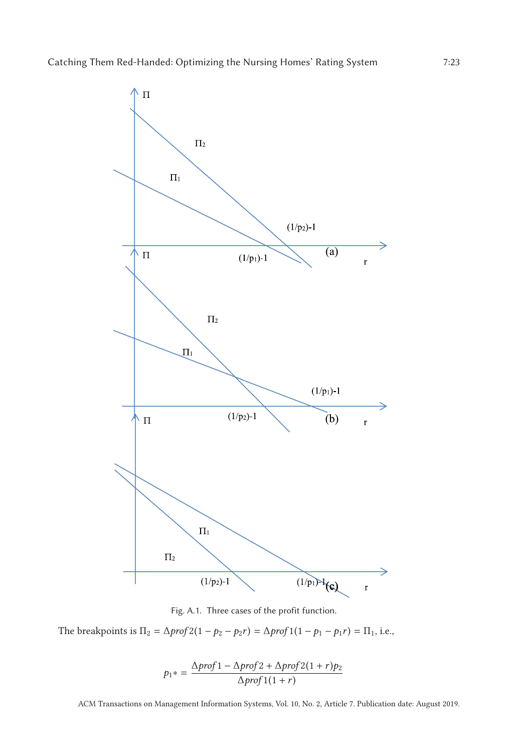Fig. A.1. Three cases of the profit function.

The breakpoints is $\Pi_2 = \Delta prof2(1 - p_2 - p_2 r) = \Delta prof1(1 - p_1 - p_1 r) = \Pi_1$, i.e.,

$$p_1* = \frac{\Delta prof1 - \Delta prof2 + \Delta prof2(1+r)p_2}{\Delta prof1(1+r)}$$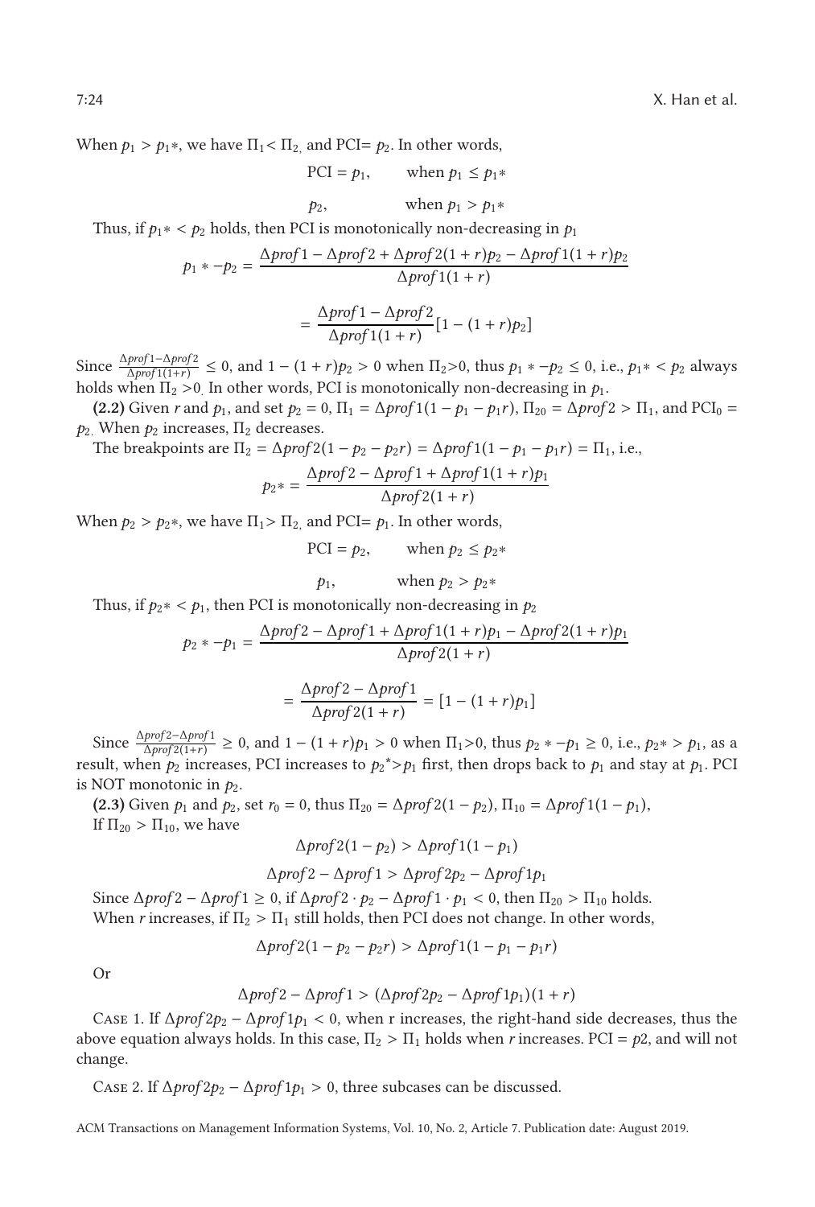When $p_1 > p_1*$, we have $\Pi_1 < \Pi_2$, and PCI= $p_2$. In other words,

$$\text{PCI} = p_1, \quad \text{when } p_1 \leq p_1*$$

$$p_2, \quad \text{when } p_1 > p_1*$$

Thus, if $p_1* < p_2$ holds, then PCI is monotonically non-decreasing in $p_1$

$$p_1 * -p_2 = \frac{\Delta prof1 - \Delta prof2 + \Delta prof2(1+r)p_2 - \Delta prof1(1+r)p_2}{\Delta prof1(1+r)}$$

$$= \frac{\Delta prof1 - \Delta prof2}{\Delta prof1(1+r)}[1-(1+r)p_2]$$

Since $\frac{\Delta prof1 - \Delta prof2}{\Delta prof1(1+r)} \leq 0$, and $1-(1+r)p_2 > 0$ when $\Pi_2$>0, thus $p_1 * -p_2 \leq 0$, i.e., $p_1* < p_2$ always holds when $\Pi_2$ >0. In other words, PCI is monotonically non-decreasing in $p_1$.

**(2.2)** Given $r$ and $p_1$, and set $p_2 = 0$, $\Pi_1 = \Delta prof1(1-p_1-p_1r)$, $\Pi_{20} = \Delta prof2 > \Pi_1$, and $\text{PCI}_0 = p_2$. When $p_2$ increases, $\Pi_2$ decreases.

The breakpoints are $\Pi_2 = \Delta prof2(1-p_2-p_2r) = \Delta prof1(1-p_1-p_1r) = \Pi_1$, i.e.,

$$p_2* = \frac{\Delta prof2 - \Delta prof1 + \Delta prof1(1+r)p_1}{\Delta prof2(1+r)}$$

When $p_2 > p_2*$, we have $\Pi_1 > \Pi_2$, and PCI= $p_1$. In other words,

$$\text{PCI} = p_2, \quad \text{when } p_2 \leq p_2*$$

$$p_1, \quad \text{when } p_2 > p_2*$$

Thus, if $p_2* < p_1$, then PCI is monotonically non-decreasing in $p_2$

$$p_2 * -p_1 = \frac{\Delta prof2 - \Delta prof1 + \Delta prof1(1+r)p_1 - \Delta prof2(1+r)p_1}{\Delta prof2(1+r)}$$

$$= \frac{\Delta prof2 - \Delta prof1}{\Delta prof2(1+r)} = [1-(1+r)p_1]$$

Since $\frac{\Delta prof2 - \Delta prof1}{\Delta prof2(1+r)} \geq 0$, and $1-(1+r)p_1 > 0$ when $\Pi_1$>0, thus $p_2 * -p_1 \geq 0$, i.e., $p_2* > p_1$, as a result, when $p_2$ increases, PCI increases to $p_2^*$>$p_1$ first, then drops back to $p_1$ and stay at $p_1$. PCI is NOT monotonic in $p_2$.

**(2.3)** Given $p_1$ and $p_2$, set $r_0 = 0$, thus $\Pi_{20} = \Delta prof2(1-p_2)$, $\Pi_{10} = \Delta prof1(1-p_1)$,
If $\Pi_{20} > \Pi_{10}$, we have

$$\Delta prof2(1-p_2) > \Delta prof1(1-p_1)$$

$$\Delta prof2 - \Delta prof1 > \Delta prof2 p_2 - \Delta prof1 p_1$$

Since $\Delta prof2 - \Delta prof1 \geq 0$, if $\Delta prof2 \cdot p_2 - \Delta prof1 \cdot p_1 < 0$, then $\Pi_{20} > \Pi_{10}$ holds.
When $r$ increases, if $\Pi_2 > \Pi_1$ still holds, then PCI does not change. In other words,

$$\Delta prof2(1-p_2-p_2r) > \Delta prof1(1-p_1-p_1r)$$

Or

$$\Delta prof2 - \Delta prof1 > (\Delta prof2 p_2 - \Delta prof1 p_1)(1+r)$$

Case 1. If $\Delta prof2 p_2 - \Delta prof1 p_1 < 0$, when r increases, the right-hand side decreases, thus the above equation always holds. In this case, $\Pi_2 > \Pi_1$ holds when $r$ increases. PCI = $p2$, and will not change.

Case 2. If $\Delta prof2 p_2 - \Delta prof1 p_1 > 0$, three subcases can be discussed.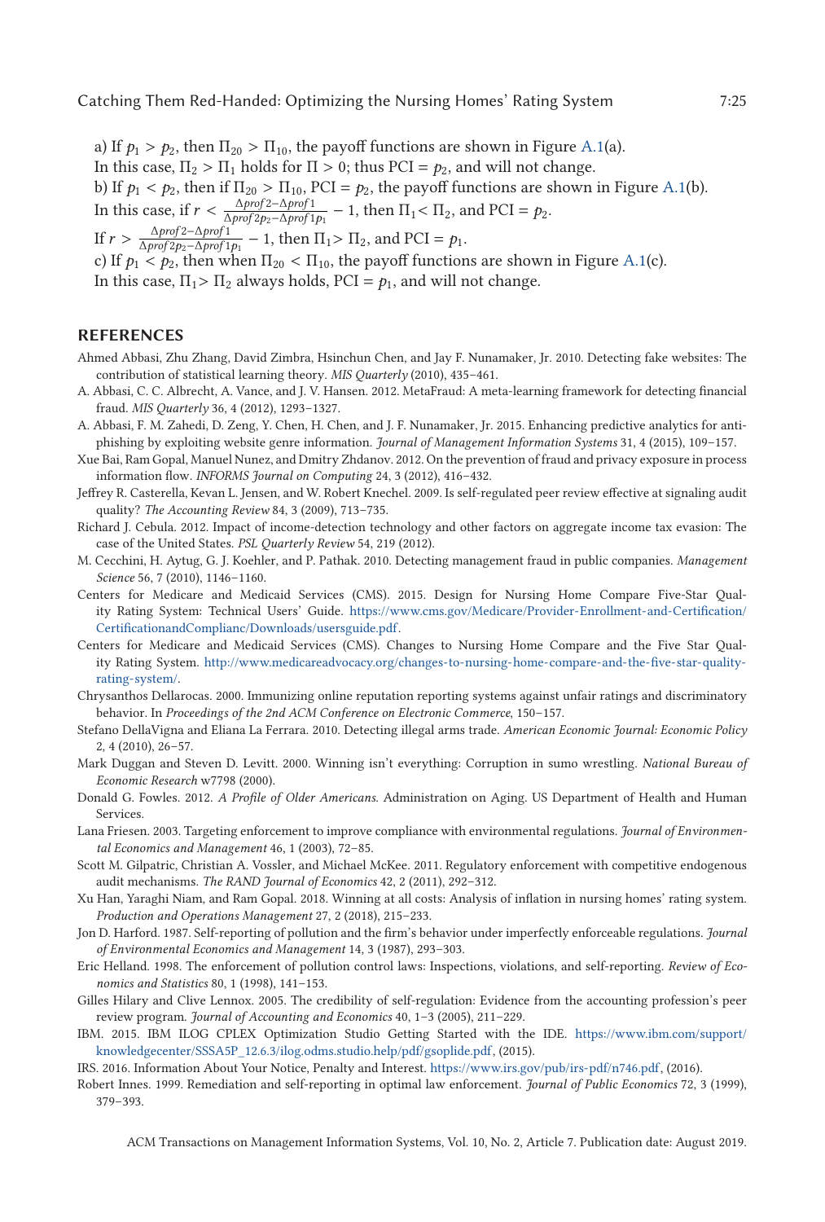a) If $p_1 > p_2$, then $\Pi_{20} > \Pi_{10}$, the payoff functions are shown in Figure A.1(a).
In this case, $\Pi_2 > \Pi_1$ holds for $\Pi > 0$; thus PCI = $p_2$, and will not change.
b) If $p_1 < p_2$, then if $\Pi_{20} > \Pi_{10}$, PCI = $p_2$, the payoff functions are shown in Figure A.1(b).
In this case, if $r < \frac{\Delta prof2 - \Delta prof1}{\Delta prof2 p_2 - \Delta prof1 p_1} - 1$, then $\Pi_1 < \Pi_2$, and PCI = $p_2$.
If $r > \frac{\Delta prof2 - \Delta prof1}{\Delta prof2 p_2 - \Delta prof1 p_1} - 1$, then $\Pi_1 > \Pi_2$, and PCI = $p_1$.
c) If $p_1 < p_2$, then when $\Pi_{20} < \Pi_{10}$, the payoff functions are shown in Figure A.1(c).
In this case, $\Pi_1 > \Pi_2$ always holds, PCI = $p_1$, and will not change.

## REFERENCES

Ahmed Abbasi, Zhu Zhang, David Zimbra, Hsinchun Chen, and Jay F. Nunamaker, Jr. 2010. Detecting fake websites: The contribution of statistical learning theory. *MIS Quarterly* (2010), 435–461.

A. Abbasi, C. C. Albrecht, A. Vance, and J. V. Hansen. 2012. MetaFraud: A meta-learning framework for detecting financial fraud. *MIS Quarterly* 36, 4 (2012), 1293–1327.

A. Abbasi, F. M. Zahedi, D. Zeng, Y. Chen, H. Chen, and J. F. Nunamaker, Jr. 2015. Enhancing predictive analytics for anti-phishing by exploiting website genre information. *Journal of Management Information Systems* 31, 4 (2015), 109–157.

Xue Bai, Ram Gopal, Manuel Nunez, and Dmitry Zhdanov. 2012. On the prevention of fraud and privacy exposure in process information flow. *INFORMS Journal on Computing* 24, 3 (2012), 416–432.

Jeffrey R. Casterella, Kevan L. Jensen, and W. Robert Knechel. 2009. Is self-regulated peer review effective at signaling audit quality? *The Accounting Review* 84, 3 (2009), 713–735.

Richard J. Cebula. 2012. Impact of income-detection technology and other factors on aggregate income tax evasion: The case of the United States. *PSL Quarterly Review* 54, 219 (2012).

M. Cecchini, H. Aytug, G. J. Koehler, and P. Pathak. 2010. Detecting management fraud in public companies. *Management Science* 56, 7 (2010), 1146–1160.

Centers for Medicare and Medicaid Services (CMS). 2015. Design for Nursing Home Compare Five-Star Quality Rating System: Technical Users' Guide. https://www.cms.gov/Medicare/Provider-Enrollment-and-Certification/CertificationandComplianc/Downloads/usersguide.pdf.

Centers for Medicare and Medicaid Services (CMS). Changes to Nursing Home Compare and the Five Star Quality Rating System. http://www.medicareadvocacy.org/changes-to-nursing-home-compare-and-the-five-star-quality-rating-system/.

Chrysanthos Dellarocas. 2000. Immunizing online reputation reporting systems against unfair ratings and discriminatory behavior. In *Proceedings of the 2nd ACM Conference on Electronic Commerce*, 150–157.

Stefano DellaVigna and Eliana La Ferrara. 2010. Detecting illegal arms trade. *American Economic Journal: Economic Policy* 2, 4 (2010), 26–57.

Mark Duggan and Steven D. Levitt. 2000. Winning isn't everything: Corruption in sumo wrestling. *National Bureau of Economic Research* w7798 (2000).

Donald G. Fowles. 2012. *A Profile of Older Americans*. Administration on Aging. US Department of Health and Human Services.

Lana Friesen. 2003. Targeting enforcement to improve compliance with environmental regulations. *Journal of Environmental Economics and Management* 46, 1 (2003), 72–85.

Scott M. Gilpatric, Christian A. Vossler, and Michael McKee. 2011. Regulatory enforcement with competitive endogenous audit mechanisms. *The RAND Journal of Economics* 42, 2 (2011), 292–312.

Xu Han, Yaraghi Niam, and Ram Gopal. 2018. Winning at all costs: Analysis of inflation in nursing homes' rating system. *Production and Operations Management* 27, 2 (2018), 215–233.

Jon D. Harford. 1987. Self-reporting of pollution and the firm's behavior under imperfectly enforceable regulations. *Journal of Environmental Economics and Management* 14, 3 (1987), 293–303.

Eric Helland. 1998. The enforcement of pollution control laws: Inspections, violations, and self-reporting. *Review of Economics and Statistics* 80, 1 (1998), 141–153.

Gilles Hilary and Clive Lennox. 2005. The credibility of self-regulation: Evidence from the accounting profession's peer review program. *Journal of Accounting and Economics* 40, 1–3 (2005), 211–229.

IBM. 2015. IBM ILOG CPLEX Optimization Studio Getting Started with the IDE. https://www.ibm.com/support/knowledgecenter/SSSA5P_12.6.3/ilog.odms.studio.help/pdf/gsoplide.pdf, (2015).

IRS. 2016. Information About Your Notice, Penalty and Interest. https://www.irs.gov/pub/irs-pdf/n746.pdf, (2016).

Robert Innes. 1999. Remediation and self-reporting in optimal law enforcement. *Journal of Public Economics* 72, 3 (1999), 379–393.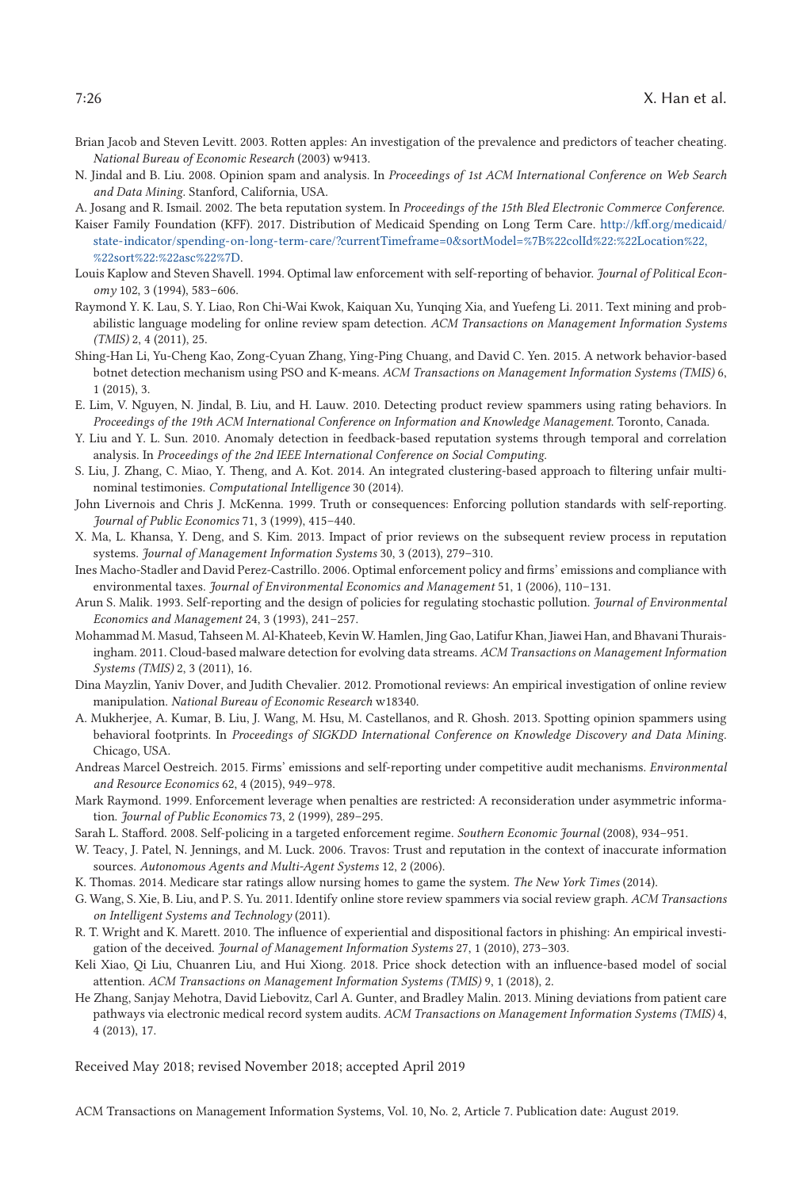Brian Jacob and Steven Levitt. 2003. Rotten apples: An investigation of the prevalence and predictors of teacher cheating. *National Bureau of Economic Research* (2003) w9413.

N. Jindal and B. Liu. 2008. Opinion spam and analysis. In *Proceedings of 1st ACM International Conference on Web Search and Data Mining*. Stanford, California, USA.

A. Josang and R. Ismail. 2002. The beta reputation system. In *Proceedings of the 15th Bled Electronic Commerce Conference*.

Kaiser Family Foundation (KFF). 2017. Distribution of Medicaid Spending on Long Term Care. http://kff.org/medicaid/state-indicator/spending-on-long-term-care/?currentTimeframe=0&sortModel=%7B%22colId%22:%22Location%22,%22sort%22:%22asc%22%7D.

Louis Kaplow and Steven Shavell. 1994. Optimal law enforcement with self-reporting of behavior. *Journal of Political Economy* 102, 3 (1994), 583–606.

Raymond Y. K. Lau, S. Y. Liao, Ron Chi-Wai Kwok, Kaiquan Xu, Yunqing Xia, and Yuefeng Li. 2011. Text mining and probabilistic language modeling for online review spam detection. *ACM Transactions on Management Information Systems (TMIS)* 2, 4 (2011), 25.

Shing-Han Li, Yu-Cheng Kao, Zong-Cyuan Zhang, Ying-Ping Chuang, and David C. Yen. 2015. A network behavior-based botnet detection mechanism using PSO and K-means. *ACM Transactions on Management Information Systems (TMIS)* 6, 1 (2015), 3.

E. Lim, V. Nguyen, N. Jindal, B. Liu, and H. Lauw. 2010. Detecting product review spammers using rating behaviors. In *Proceedings of the 19th ACM International Conference on Information and Knowledge Management*. Toronto, Canada.

Y. Liu and Y. L. Sun. 2010. Anomaly detection in feedback-based reputation systems through temporal and correlation analysis. In *Proceedings of the 2nd IEEE International Conference on Social Computing*.

S. Liu, J. Zhang, C. Miao, Y. Theng, and A. Kot. 2014. An integrated clustering-based approach to filtering unfair multinominal testimonies. *Computational Intelligence* 30 (2014).

John Livernois and Chris J. McKenna. 1999. Truth or consequences: Enforcing pollution standards with self-reporting. *Journal of Public Economics* 71, 3 (1999), 415–440.

X. Ma, L. Khansa, Y. Deng, and S. Kim. 2013. Impact of prior reviews on the subsequent review process in reputation systems. *Journal of Management Information Systems* 30, 3 (2013), 279–310.

Ines Macho-Stadler and David Perez-Castrillo. 2006. Optimal enforcement policy and firms' emissions and compliance with environmental taxes. *Journal of Environmental Economics and Management* 51, 1 (2006), 110–131.

Arun S. Malik. 1993. Self-reporting and the design of policies for regulating stochastic pollution. *Journal of Environmental Economics and Management* 24, 3 (1993), 241–257.

Mohammad M. Masud, Tahseen M. Al-Khateeb, Kevin W. Hamlen, Jing Gao, Latifur Khan, Jiawei Han, and Bhavani Thuraisingham. 2011. Cloud-based malware detection for evolving data streams. *ACM Transactions on Management Information Systems (TMIS)* 2, 3 (2011), 16.

Dina Mayzlin, Yaniv Dover, and Judith Chevalier. 2012. Promotional reviews: An empirical investigation of online review manipulation. *National Bureau of Economic Research* w18340.

A. Mukherjee, A. Kumar, B. Liu, J. Wang, M. Hsu, M. Castellanos, and R. Ghosh. 2013. Spotting opinion spammers using behavioral footprints. In *Proceedings of SIGKDD International Conference on Knowledge Discovery and Data Mining*. Chicago, USA.

Andreas Marcel Oestreich. 2015. Firms' emissions and self-reporting under competitive audit mechanisms. *Environmental and Resource Economics* 62, 4 (2015), 949–978.

Mark Raymond. 1999. Enforcement leverage when penalties are restricted: A reconsideration under asymmetric information. *Journal of Public Economics* 73, 2 (1999), 289–295.

Sarah L. Stafford. 2008. Self-policing in a targeted enforcement regime. *Southern Economic Journal* (2008), 934–951.

W. Teacy, J. Patel, N. Jennings, and M. Luck. 2006. Travos: Trust and reputation in the context of inaccurate information sources. *Autonomous Agents and Multi-Agent Systems* 12, 2 (2006).

K. Thomas. 2014. Medicare star ratings allow nursing homes to game the system. *The New York Times* (2014).

G. Wang, S. Xie, B. Liu, and P. S. Yu. 2011. Identify online store review spammers via social review graph. *ACM Transactions on Intelligent Systems and Technology* (2011).

R. T. Wright and K. Marett. 2010. The influence of experiential and dispositional factors in phishing: An empirical investigation of the deceived. *Journal of Management Information Systems* 27, 1 (2010), 273–303.

Keli Xiao, Qi Liu, Chuanren Liu, and Hui Xiong. 2018. Price shock detection with an influence-based model of social attention. *ACM Transactions on Management Information Systems (TMIS)* 9, 1 (2018), 2.

He Zhang, Sanjay Mehotra, David Liebovitz, Carl A. Gunter, and Bradley Malin. 2013. Mining deviations from patient care pathways via electronic medical record system audits. *ACM Transactions on Management Information Systems (TMIS)* 4, 4 (2013), 17.

Received May 2018; revised November 2018; accepted April 2019